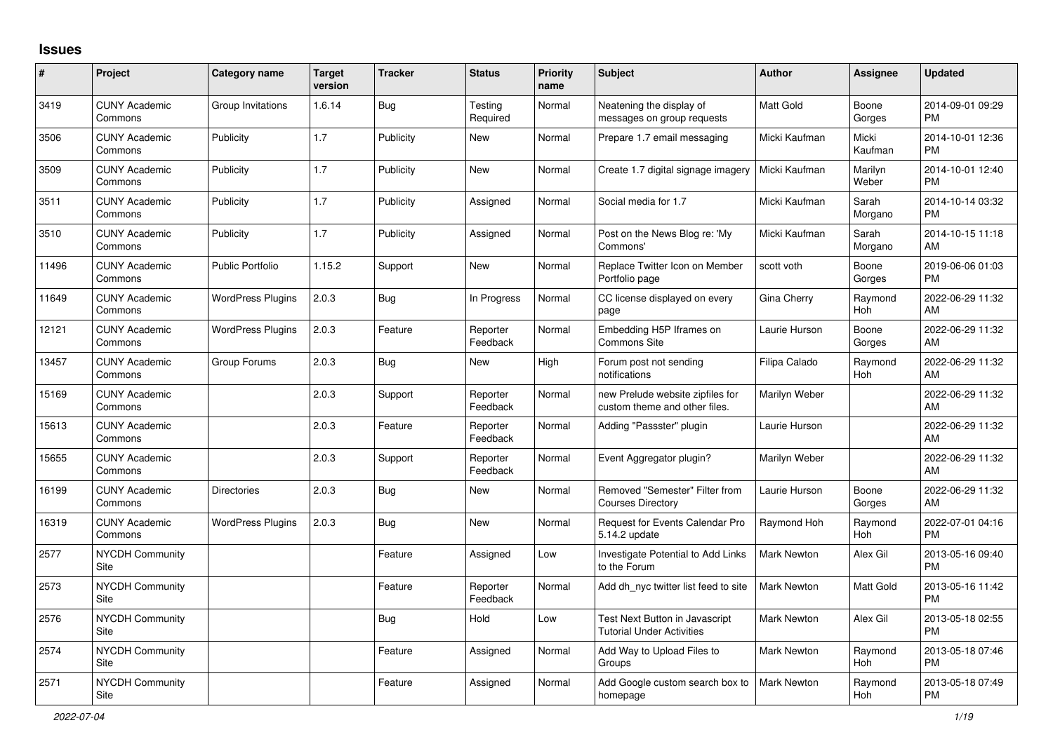## Issues

| # | Project | Category name | Target version | Tracker | Status | Priority name | Subject | Author | Assignee | Updated |
|---|---|---|---|---|---|---|---|---|---|---|
| 3419 | CUNY Academic Commons | Group Invitations | 1.6.14 | Bug | Testing Required | Normal | Neatening the display of messages on group requests | Matt Gold | Boone Gorges | 2014-09-01 09:29 PM |
| 3506 | CUNY Academic Commons | Publicity | 1.7 | Publicity | New | Normal | Prepare 1.7 email messaging | Micki Kaufman | Micki Kaufman | 2014-10-01 12:36 PM |
| 3509 | CUNY Academic Commons | Publicity | 1.7 | Publicity | New | Normal | Create 1.7 digital signage imagery | Micki Kaufman | Marilyn Weber | 2014-10-01 12:40 PM |
| 3511 | CUNY Academic Commons | Publicity | 1.7 | Publicity | Assigned | Normal | Social media for 1.7 | Micki Kaufman | Sarah Morgano | 2014-10-14 03:32 PM |
| 3510 | CUNY Academic Commons | Publicity | 1.7 | Publicity | Assigned | Normal | Post on the News Blog re: 'My Commons' | Micki Kaufman | Sarah Morgano | 2014-10-15 11:18 AM |
| 11496 | CUNY Academic Commons | Public Portfolio | 1.15.2 | Support | New | Normal | Replace Twitter Icon on Member Portfolio page | scott voth | Boone Gorges | 2019-06-06 01:03 PM |
| 11649 | CUNY Academic Commons | WordPress Plugins | 2.0.3 | Bug | In Progress | Normal | CC license displayed on every page | Gina Cherry | Raymond Hoh | 2022-06-29 11:32 AM |
| 12121 | CUNY Academic Commons | WordPress Plugins | 2.0.3 | Feature | Reporter Feedback | Normal | Embedding H5P Iframes on Commons Site | Laurie Hurson | Boone Gorges | 2022-06-29 11:32 AM |
| 13457 | CUNY Academic Commons | Group Forums | 2.0.3 | Bug | New | High | Forum post not sending notifications | Filipa Calado | Raymond Hoh | 2022-06-29 11:32 AM |
| 15169 | CUNY Academic Commons | | 2.0.3 | Support | Reporter Feedback | Normal | new Prelude website zipfiles for custom theme and other files. | Marilyn Weber | | 2022-06-29 11:32 AM |
| 15613 | CUNY Academic Commons | | 2.0.3 | Feature | Reporter Feedback | Normal | Adding "Passster" plugin | Laurie Hurson | | 2022-06-29 11:32 AM |
| 15655 | CUNY Academic Commons | | 2.0.3 | Support | Reporter Feedback | Normal | Event Aggregator plugin? | Marilyn Weber | | 2022-06-29 11:32 AM |
| 16199 | CUNY Academic Commons | Directories | 2.0.3 | Bug | New | Normal | Removed "Semester" Filter from Courses Directory | Laurie Hurson | Boone Gorges | 2022-06-29 11:32 AM |
| 16319 | CUNY Academic Commons | WordPress Plugins | 2.0.3 | Bug | New | Normal | Request for Events Calendar Pro 5.14.2 update | Raymond Hoh | Raymond Hoh | 2022-07-01 04:16 PM |
| 2577 | NYCDH Community Site | | | Feature | Assigned | Low | Investigate Potential to Add Links to the Forum | Mark Newton | Alex Gil | 2013-05-16 09:40 PM |
| 2573 | NYCDH Community Site | | | Feature | Reporter Feedback | Normal | Add dh_nyc twitter list feed to site | Mark Newton | Matt Gold | 2013-05-16 11:42 PM |
| 2576 | NYCDH Community Site | | | Bug | Hold | Low | Test Next Button in Javascript Tutorial Under Activities | Mark Newton | Alex Gil | 2013-05-18 02:55 PM |
| 2574 | NYCDH Community Site | | | Feature | Assigned | Normal | Add Way to Upload Files to Groups | Mark Newton | Raymond Hoh | 2013-05-18 07:46 PM |
| 2571 | NYCDH Community Site | | | Feature | Assigned | Normal | Add Google custom search box to homepage | Mark Newton | Raymond Hoh | 2013-05-18 07:49 PM |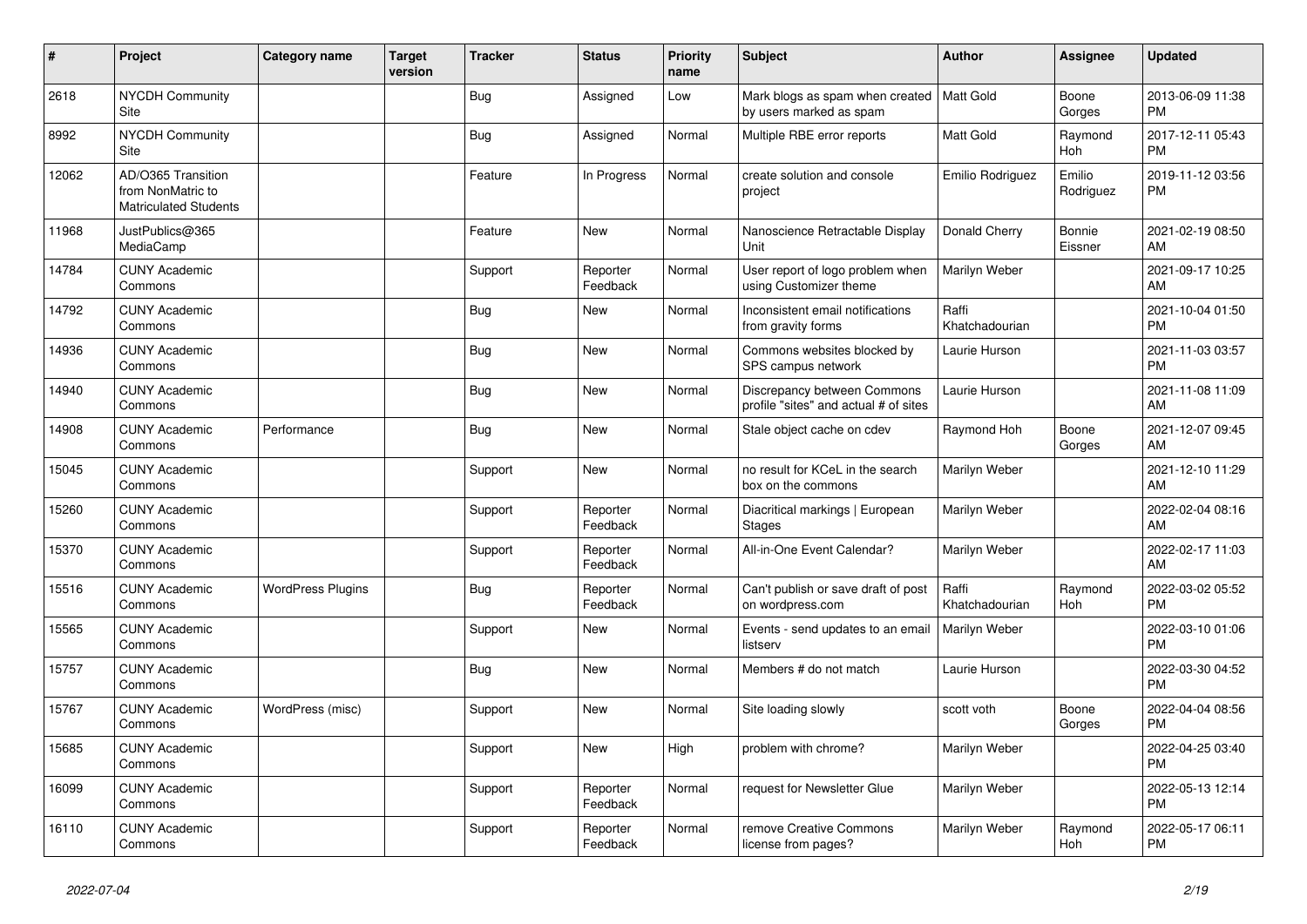| # | Project | Category name | Target version | Tracker | Status | Priority name | Subject | Author | Assignee | Updated |
|---|---|---|---|---|---|---|---|---|---|---|
| 2618 | NYCDH Community Site | | | Bug | Assigned | Low | Mark blogs as spam when created by users marked as spam | Matt Gold | Boone Gorges | 2013-06-09 11:38 PM |
| 8992 | NYCDH Community Site | | | Bug | Assigned | Normal | Multiple RBE error reports | Matt Gold | Raymond Hoh | 2017-12-11 05:43 PM |
| 12062 | AD/O365 Transition from NonMatric to Matriculated Students | | | Feature | In Progress | Normal | create solution and console project | Emilio Rodriguez | Emilio Rodriguez | 2019-11-12 03:56 PM |
| 11968 | JustPublics@365 MediaCamp | | | Feature | New | Normal | Nanoscience Retractable Display Unit | Donald Cherry | Bonnie Eissner | 2021-02-19 08:50 AM |
| 14784 | CUNY Academic Commons | | | Support | Reporter Feedback | Normal | User report of logo problem when using Customizer theme | Marilyn Weber | | 2021-09-17 10:25 AM |
| 14792 | CUNY Academic Commons | | | Bug | New | Normal | Inconsistent email notifications from gravity forms | Raffi Khatchadourian | | 2021-10-04 01:50 PM |
| 14936 | CUNY Academic Commons | | | Bug | New | Normal | Commons websites blocked by SPS campus network | Laurie Hurson | | 2021-11-03 03:57 PM |
| 14940 | CUNY Academic Commons | | | Bug | New | Normal | Discrepancy between Commons profile "sites" and actual # of sites | Laurie Hurson | | 2021-11-08 11:09 AM |
| 14908 | CUNY Academic Commons | Performance | | Bug | New | Normal | Stale object cache on cdev | Raymond Hoh | Boone Gorges | 2021-12-07 09:45 AM |
| 15045 | CUNY Academic Commons | | | Support | New | Normal | no result for KCeL in the search box on the commons | Marilyn Weber | | 2021-12-10 11:29 AM |
| 15260 | CUNY Academic Commons | | | Support | Reporter Feedback | Normal | Diacritical markings \| European Stages | Marilyn Weber | | 2022-02-04 08:16 AM |
| 15370 | CUNY Academic Commons | | | Support | Reporter Feedback | Normal | All-in-One Event Calendar? | Marilyn Weber | | 2022-02-17 11:03 AM |
| 15516 | CUNY Academic Commons | WordPress Plugins | | Bug | Reporter Feedback | Normal | Can't publish or save draft of post on wordpress.com | Raffi Khatchadourian | Raymond Hoh | 2022-03-02 05:52 PM |
| 15565 | CUNY Academic Commons | | | Support | New | Normal | Events - send updates to an email listserv | Marilyn Weber | | 2022-03-10 01:06 PM |
| 15757 | CUNY Academic Commons | | | Bug | New | Normal | Members # do not match | Laurie Hurson | | 2022-03-30 04:52 PM |
| 15767 | CUNY Academic Commons | WordPress (misc) | | Support | New | Normal | Site loading slowly | scott voth | Boone Gorges | 2022-04-04 08:56 PM |
| 15685 | CUNY Academic Commons | | | Support | New | High | problem with chrome? | Marilyn Weber | | 2022-04-25 03:40 PM |
| 16099 | CUNY Academic Commons | | | Support | Reporter Feedback | Normal | request for Newsletter Glue | Marilyn Weber | | 2022-05-13 12:14 PM |
| 16110 | CUNY Academic Commons | | | Support | Reporter Feedback | Normal | remove Creative Commons license from pages? | Marilyn Weber | Raymond Hoh | 2022-05-17 06:11 PM |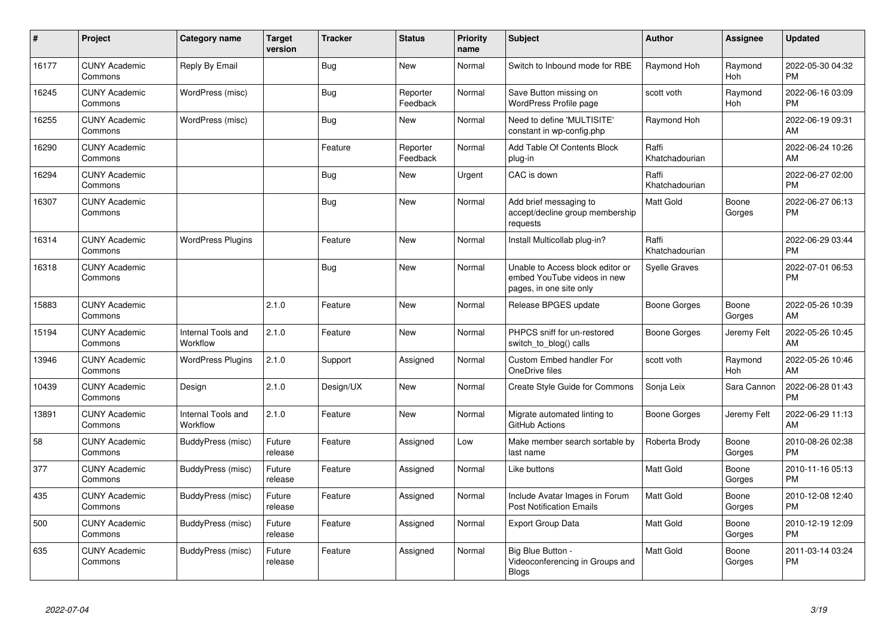| # | Project | Category name | Target version | Tracker | Status | Priority name | Subject | Author | Assignee | Updated |
|---|---|---|---|---|---|---|---|---|---|---|
| 16177 | CUNY Academic Commons | Reply By Email | | Bug | New | Normal | Switch to Inbound mode for RBE | Raymond Hoh | Raymond Hoh | 2022-05-30 04:32 PM |
| 16245 | CUNY Academic Commons | WordPress (misc) | | Bug | Reporter Feedback | Normal | Save Button missing on WordPress Profile page | scott voth | Raymond Hoh | 2022-06-16 03:09 PM |
| 16255 | CUNY Academic Commons | WordPress (misc) | | Bug | New | Normal | Need to define 'MULTISITE' constant in wp-config.php | Raymond Hoh | | 2022-06-19 09:31 AM |
| 16290 | CUNY Academic Commons | | | Feature | Reporter Feedback | Normal | Add Table Of Contents Block plug-in | Raffi Khatchadourian | | 2022-06-24 10:26 AM |
| 16294 | CUNY Academic Commons | | | Bug | New | Urgent | CAC is down | Raffi Khatchadourian | | 2022-06-27 02:00 PM |
| 16307 | CUNY Academic Commons | | | Bug | New | Normal | Add brief messaging to accept/decline group membership requests | Matt Gold | Boone Gorges | 2022-06-27 06:13 PM |
| 16314 | CUNY Academic Commons | WordPress Plugins | | Feature | New | Normal | Install Multicollab plug-in? | Raffi Khatchadourian | | 2022-06-29 03:44 PM |
| 16318 | CUNY Academic Commons | | | Bug | New | Normal | Unable to Access block editor or embed YouTube videos in new pages, in one site only | Syelle Graves | | 2022-07-01 06:53 PM |
| 15883 | CUNY Academic Commons | | 2.1.0 | Feature | New | Normal | Release BPGES update | Boone Gorges | Boone Gorges | 2022-05-26 10:39 AM |
| 15194 | CUNY Academic Commons | Internal Tools and Workflow | 2.1.0 | Feature | New | Normal | PHPCS sniff for un-restored switch_to_blog() calls | Boone Gorges | Jeremy Felt | 2022-05-26 10:45 AM |
| 13946 | CUNY Academic Commons | WordPress Plugins | 2.1.0 | Support | Assigned | Normal | Custom Embed handler For OneDrive files | scott voth | Raymond Hoh | 2022-05-26 10:46 AM |
| 10439 | CUNY Academic Commons | Design | 2.1.0 | Design/UX | New | Normal | Create Style Guide for Commons | Sonja Leix | Sara Cannon | 2022-06-28 01:43 PM |
| 13891 | CUNY Academic Commons | Internal Tools and Workflow | 2.1.0 | Feature | New | Normal | Migrate automated linting to GitHub Actions | Boone Gorges | Jeremy Felt | 2022-06-29 11:13 AM |
| 58 | CUNY Academic Commons | BuddyPress (misc) | Future release | Feature | Assigned | Low | Make member search sortable by last name | Roberta Brody | Boone Gorges | 2010-08-26 02:38 PM |
| 377 | CUNY Academic Commons | BuddyPress (misc) | Future release | Feature | Assigned | Normal | Like buttons | Matt Gold | Boone Gorges | 2010-11-16 05:13 PM |
| 435 | CUNY Academic Commons | BuddyPress (misc) | Future release | Feature | Assigned | Normal | Include Avatar Images in Forum Post Notification Emails | Matt Gold | Boone Gorges | 2010-12-08 12:40 PM |
| 500 | CUNY Academic Commons | BuddyPress (misc) | Future release | Feature | Assigned | Normal | Export Group Data | Matt Gold | Boone Gorges | 2010-12-19 12:09 PM |
| 635 | CUNY Academic Commons | BuddyPress (misc) | Future release | Feature | Assigned | Normal | Big Blue Button - Videoconferencing in Groups and Blogs | Matt Gold | Boone Gorges | 2011-03-14 03:24 PM |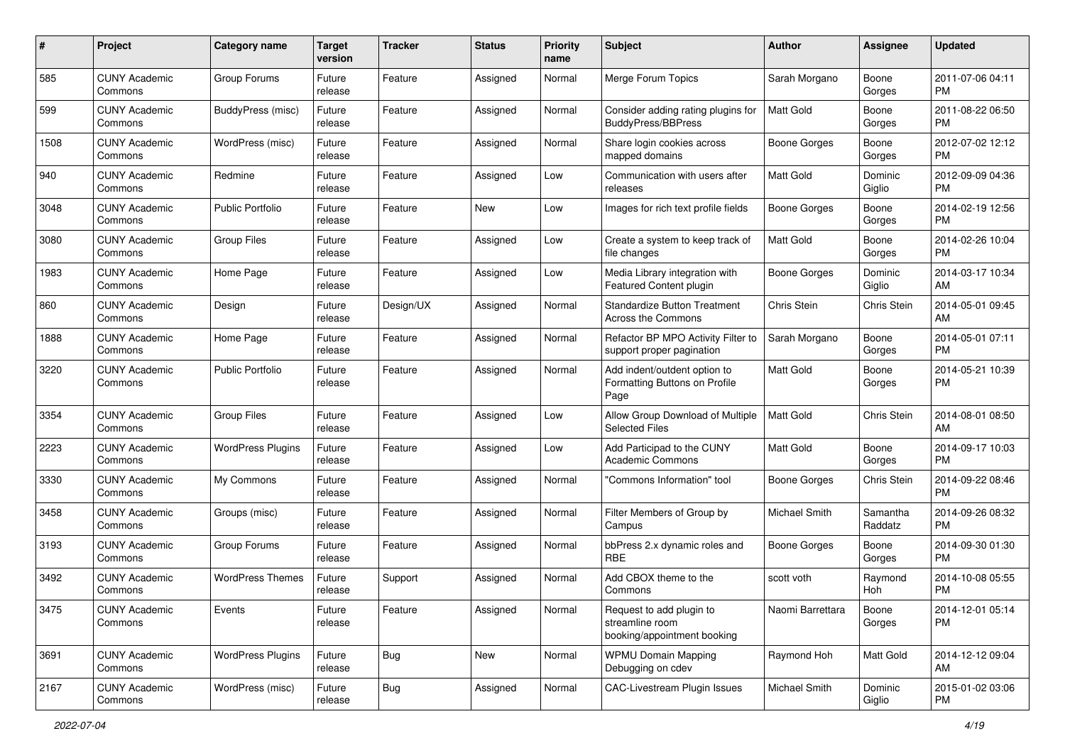| # | Project | Category name | Target version | Tracker | Status | Priority name | Subject | Author | Assignee | Updated |
|---|---|---|---|---|---|---|---|---|---|---|
| 585 | CUNY Academic Commons | Group Forums | Future release | Feature | Assigned | Normal | Merge Forum Topics | Sarah Morgano | Boone Gorges | 2011-07-06 04:11 PM |
| 599 | CUNY Academic Commons | BuddyPress (misc) | Future release | Feature | Assigned | Normal | Consider adding rating plugins for BuddyPress/BBPress | Matt Gold | Boone Gorges | 2011-08-22 06:50 PM |
| 1508 | CUNY Academic Commons | WordPress (misc) | Future release | Feature | Assigned | Normal | Share login cookies across mapped domains | Boone Gorges | Boone Gorges | 2012-07-02 12:12 PM |
| 940 | CUNY Academic Commons | Redmine | Future release | Feature | Assigned | Low | Communication with users after releases | Matt Gold | Dominic Giglio | 2012-09-09 04:36 PM |
| 3048 | CUNY Academic Commons | Public Portfolio | Future release | Feature | New | Low | Images for rich text profile fields | Boone Gorges | Boone Gorges | 2014-02-19 12:56 PM |
| 3080 | CUNY Academic Commons | Group Files | Future release | Feature | Assigned | Low | Create a system to keep track of file changes | Matt Gold | Boone Gorges | 2014-02-26 10:04 PM |
| 1983 | CUNY Academic Commons | Home Page | Future release | Feature | Assigned | Low | Media Library integration with Featured Content plugin | Boone Gorges | Dominic Giglio | 2014-03-17 10:34 AM |
| 860 | CUNY Academic Commons | Design | Future release | Design/UX | Assigned | Normal | Standardize Button Treatment Across the Commons | Chris Stein | Chris Stein | 2014-05-01 09:45 AM |
| 1888 | CUNY Academic Commons | Home Page | Future release | Feature | Assigned | Normal | Refactor BP MPO Activity Filter to support proper pagination | Sarah Morgano | Boone Gorges | 2014-05-01 07:11 PM |
| 3220 | CUNY Academic Commons | Public Portfolio | Future release | Feature | Assigned | Normal | Add indent/outdent option to Formatting Buttons on Profile Page | Matt Gold | Boone Gorges | 2014-05-21 10:39 PM |
| 3354 | CUNY Academic Commons | Group Files | Future release | Feature | Assigned | Low | Allow Group Download of Multiple Selected Files | Matt Gold | Chris Stein | 2014-08-01 08:50 AM |
| 2223 | CUNY Academic Commons | WordPress Plugins | Future release | Feature | Assigned | Low | Add Participad to the CUNY Academic Commons | Matt Gold | Boone Gorges | 2014-09-17 10:03 PM |
| 3330 | CUNY Academic Commons | My Commons | Future release | Feature | Assigned | Normal | "Commons Information" tool | Boone Gorges | Chris Stein | 2014-09-22 08:46 PM |
| 3458 | CUNY Academic Commons | Groups (misc) | Future release | Feature | Assigned | Normal | Filter Members of Group by Campus | Michael Smith | Samantha Raddatz | 2014-09-26 08:32 PM |
| 3193 | CUNY Academic Commons | Group Forums | Future release | Feature | Assigned | Normal | bbPress 2.x dynamic roles and RBE | Boone Gorges | Boone Gorges | 2014-09-30 01:30 PM |
| 3492 | CUNY Academic Commons | WordPress Themes | Future release | Support | Assigned | Normal | Add CBOX theme to the Commons | scott voth | Raymond Hoh | 2014-10-08 05:55 PM |
| 3475 | CUNY Academic Commons | Events | Future release | Feature | Assigned | Normal | Request to add plugin to streamline room booking/appointment booking | Naomi Barrettara | Boone Gorges | 2014-12-01 05:14 PM |
| 3691 | CUNY Academic Commons | WordPress Plugins | Future release | Bug | New | Normal | WPMU Domain Mapping Debugging on cdev | Raymond Hoh | Matt Gold | 2014-12-12 09:04 AM |
| 2167 | CUNY Academic Commons | WordPress (misc) | Future release | Bug | Assigned | Normal | CAC-Livestream Plugin Issues | Michael Smith | Dominic Giglio | 2015-01-02 03:06 PM |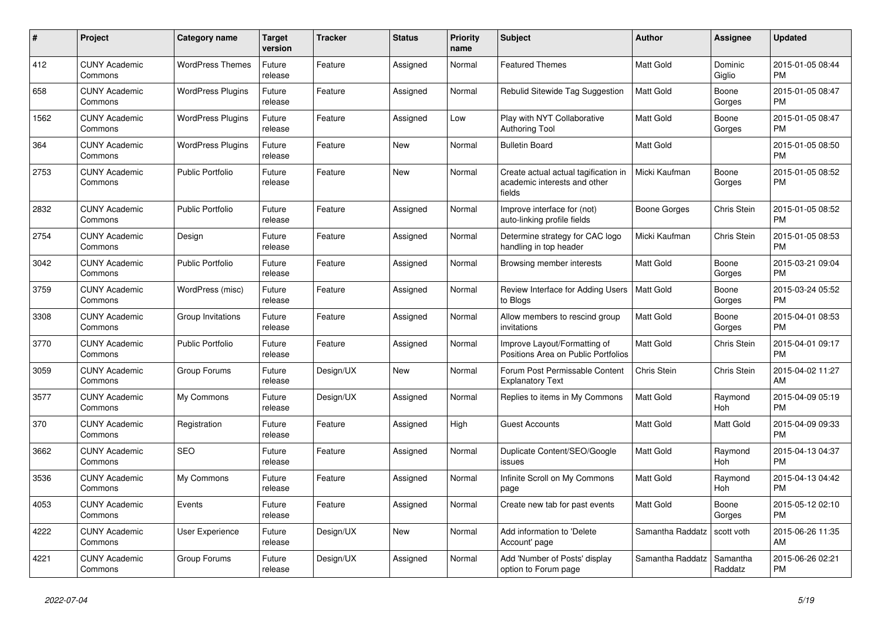| # | Project | Category name | Target version | Tracker | Status | Priority name | Subject | Author | Assignee | Updated |
|---|---|---|---|---|---|---|---|---|---|---|
| 412 | CUNY Academic Commons | WordPress Themes | Future release | Feature | Assigned | Normal | Featured Themes | Matt Gold | Dominic Giglio | 2015-01-05 08:44 PM |
| 658 | CUNY Academic Commons | WordPress Plugins | Future release | Feature | Assigned | Normal | Rebulid Sitewide Tag Suggestion | Matt Gold | Boone Gorges | 2015-01-05 08:47 PM |
| 1562 | CUNY Academic Commons | WordPress Plugins | Future release | Feature | Assigned | Low | Play with NYT Collaborative Authoring Tool | Matt Gold | Boone Gorges | 2015-01-05 08:47 PM |
| 364 | CUNY Academic Commons | WordPress Plugins | Future release | Feature | New | Normal | Bulletin Board | Matt Gold | | 2015-01-05 08:50 PM |
| 2753 | CUNY Academic Commons | Public Portfolio | Future release | Feature | New | Normal | Create actual actual tagification in academic interests and other fields | Micki Kaufman | Boone Gorges | 2015-01-05 08:52 PM |
| 2832 | CUNY Academic Commons | Public Portfolio | Future release | Feature | Assigned | Normal | Improve interface for (not) auto-linking profile fields | Boone Gorges | Chris Stein | 2015-01-05 08:52 PM |
| 2754 | CUNY Academic Commons | Design | Future release | Feature | Assigned | Normal | Determine strategy for CAC logo handling in top header | Micki Kaufman | Chris Stein | 2015-01-05 08:53 PM |
| 3042 | CUNY Academic Commons | Public Portfolio | Future release | Feature | Assigned | Normal | Browsing member interests | Matt Gold | Boone Gorges | 2015-03-21 09:04 PM |
| 3759 | CUNY Academic Commons | WordPress (misc) | Future release | Feature | Assigned | Normal | Review Interface for Adding Users to Blogs | Matt Gold | Boone Gorges | 2015-03-24 05:52 PM |
| 3308 | CUNY Academic Commons | Group Invitations | Future release | Feature | Assigned | Normal | Allow members to rescind group invitations | Matt Gold | Boone Gorges | 2015-04-01 08:53 PM |
| 3770 | CUNY Academic Commons | Public Portfolio | Future release | Feature | Assigned | Normal | Improve Layout/Formatting of Positions Area on Public Portfolios | Matt Gold | Chris Stein | 2015-04-01 09:17 PM |
| 3059 | CUNY Academic Commons | Group Forums | Future release | Design/UX | New | Normal | Forum Post Permissable Content Explanatory Text | Chris Stein | Chris Stein | 2015-04-02 11:27 AM |
| 3577 | CUNY Academic Commons | My Commons | Future release | Design/UX | Assigned | Normal | Replies to items in My Commons | Matt Gold | Raymond Hoh | 2015-04-09 05:19 PM |
| 370 | CUNY Academic Commons | Registration | Future release | Feature | Assigned | High | Guest Accounts | Matt Gold | Matt Gold | 2015-04-09 09:33 PM |
| 3662 | CUNY Academic Commons | SEO | Future release | Feature | Assigned | Normal | Duplicate Content/SEO/Google issues | Matt Gold | Raymond Hoh | 2015-04-13 04:37 PM |
| 3536 | CUNY Academic Commons | My Commons | Future release | Feature | Assigned | Normal | Infinite Scroll on My Commons page | Matt Gold | Raymond Hoh | 2015-04-13 04:42 PM |
| 4053 | CUNY Academic Commons | Events | Future release | Feature | Assigned | Normal | Create new tab for past events | Matt Gold | Boone Gorges | 2015-05-12 02:10 PM |
| 4222 | CUNY Academic Commons | User Experience | Future release | Design/UX | New | Normal | Add information to 'Delete Account' page | Samantha Raddatz | scott voth | 2015-06-26 11:35 AM |
| 4221 | CUNY Academic Commons | Group Forums | Future release | Design/UX | Assigned | Normal | Add 'Number of Posts' display option to Forum page | Samantha Raddatz | Samantha Raddatz | 2015-06-26 02:21 PM |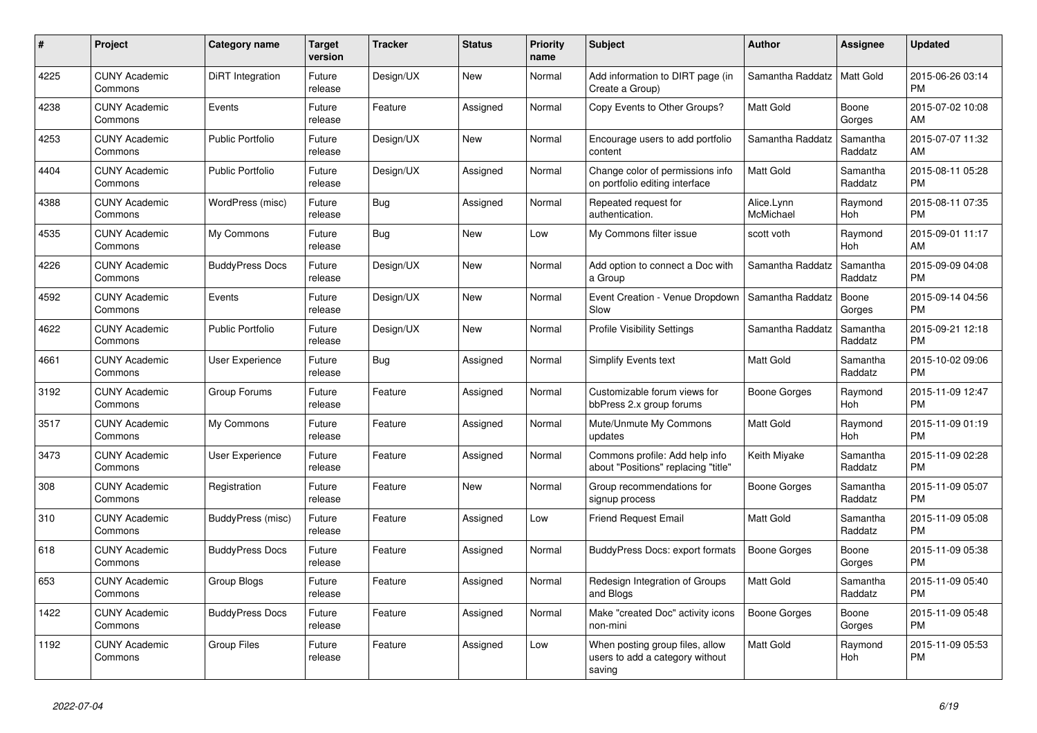| # | Project | Category name | Target version | Tracker | Status | Priority name | Subject | Author | Assignee | Updated |
|---|---|---|---|---|---|---|---|---|---|---|
| 4225 | CUNY Academic Commons | DiRT Integration | Future release | Design/UX | New | Normal | Add information to DIRT page (in Create a Group) | Samantha Raddatz | Matt Gold | 2015-06-26 03:14 PM |
| 4238 | CUNY Academic Commons | Events | Future release | Feature | Assigned | Normal | Copy Events to Other Groups? | Matt Gold | Boone Gorges | 2015-07-02 10:08 AM |
| 4253 | CUNY Academic Commons | Public Portfolio | Future release | Design/UX | New | Normal | Encourage users to add portfolio content | Samantha Raddatz | Samantha Raddatz | 2015-07-07 11:32 AM |
| 4404 | CUNY Academic Commons | Public Portfolio | Future release | Design/UX | Assigned | Normal | Change color of permissions info on portfolio editing interface | Matt Gold | Samantha Raddatz | 2015-08-11 05:28 PM |
| 4388 | CUNY Academic Commons | WordPress (misc) | Future release | Bug | Assigned | Normal | Repeated request for authentication. | Alice.Lynn McMichael | Raymond Hoh | 2015-08-11 07:35 PM |
| 4535 | CUNY Academic Commons | My Commons | Future release | Bug | New | Low | My Commons filter issue | scott voth | Raymond Hoh | 2015-09-01 11:17 AM |
| 4226 | CUNY Academic Commons | BuddyPress Docs | Future release | Design/UX | New | Normal | Add option to connect a Doc with a Group | Samantha Raddatz | Samantha Raddatz | 2015-09-09 04:08 PM |
| 4592 | CUNY Academic Commons | Events | Future release | Design/UX | New | Normal | Event Creation - Venue Dropdown Slow | Samantha Raddatz | Boone Gorges | 2015-09-14 04:56 PM |
| 4622 | CUNY Academic Commons | Public Portfolio | Future release | Design/UX | New | Normal | Profile Visibility Settings | Samantha Raddatz | Samantha Raddatz | 2015-09-21 12:18 PM |
| 4661 | CUNY Academic Commons | User Experience | Future release | Bug | Assigned | Normal | Simplify Events text | Matt Gold | Samantha Raddatz | 2015-10-02 09:06 PM |
| 3192 | CUNY Academic Commons | Group Forums | Future release | Feature | Assigned | Normal | Customizable forum views for bbPress 2.x group forums | Boone Gorges | Raymond Hoh | 2015-11-09 12:47 PM |
| 3517 | CUNY Academic Commons | My Commons | Future release | Feature | Assigned | Normal | Mute/Unmute My Commons updates | Matt Gold | Raymond Hoh | 2015-11-09 01:19 PM |
| 3473 | CUNY Academic Commons | User Experience | Future release | Feature | Assigned | Normal | Commons profile: Add help info about "Positions" replacing "title" | Keith Miyake | Samantha Raddatz | 2015-11-09 02:28 PM |
| 308 | CUNY Academic Commons | Registration | Future release | Feature | New | Normal | Group recommendations for signup process | Boone Gorges | Samantha Raddatz | 2015-11-09 05:07 PM |
| 310 | CUNY Academic Commons | BuddyPress (misc) | Future release | Feature | Assigned | Low | Friend Request Email | Matt Gold | Samantha Raddatz | 2015-11-09 05:08 PM |
| 618 | CUNY Academic Commons | BuddyPress Docs | Future release | Feature | Assigned | Normal | BuddyPress Docs: export formats | Boone Gorges | Boone Gorges | 2015-11-09 05:38 PM |
| 653 | CUNY Academic Commons | Group Blogs | Future release | Feature | Assigned | Normal | Redesign Integration of Groups and Blogs | Matt Gold | Samantha Raddatz | 2015-11-09 05:40 PM |
| 1422 | CUNY Academic Commons | BuddyPress Docs | Future release | Feature | Assigned | Normal | Make "created Doc" activity icons non-mini | Boone Gorges | Boone Gorges | 2015-11-09 05:48 PM |
| 1192 | CUNY Academic Commons | Group Files | Future release | Feature | Assigned | Low | When posting group files, allow users to add a category without saving | Matt Gold | Raymond Hoh | 2015-11-09 05:53 PM |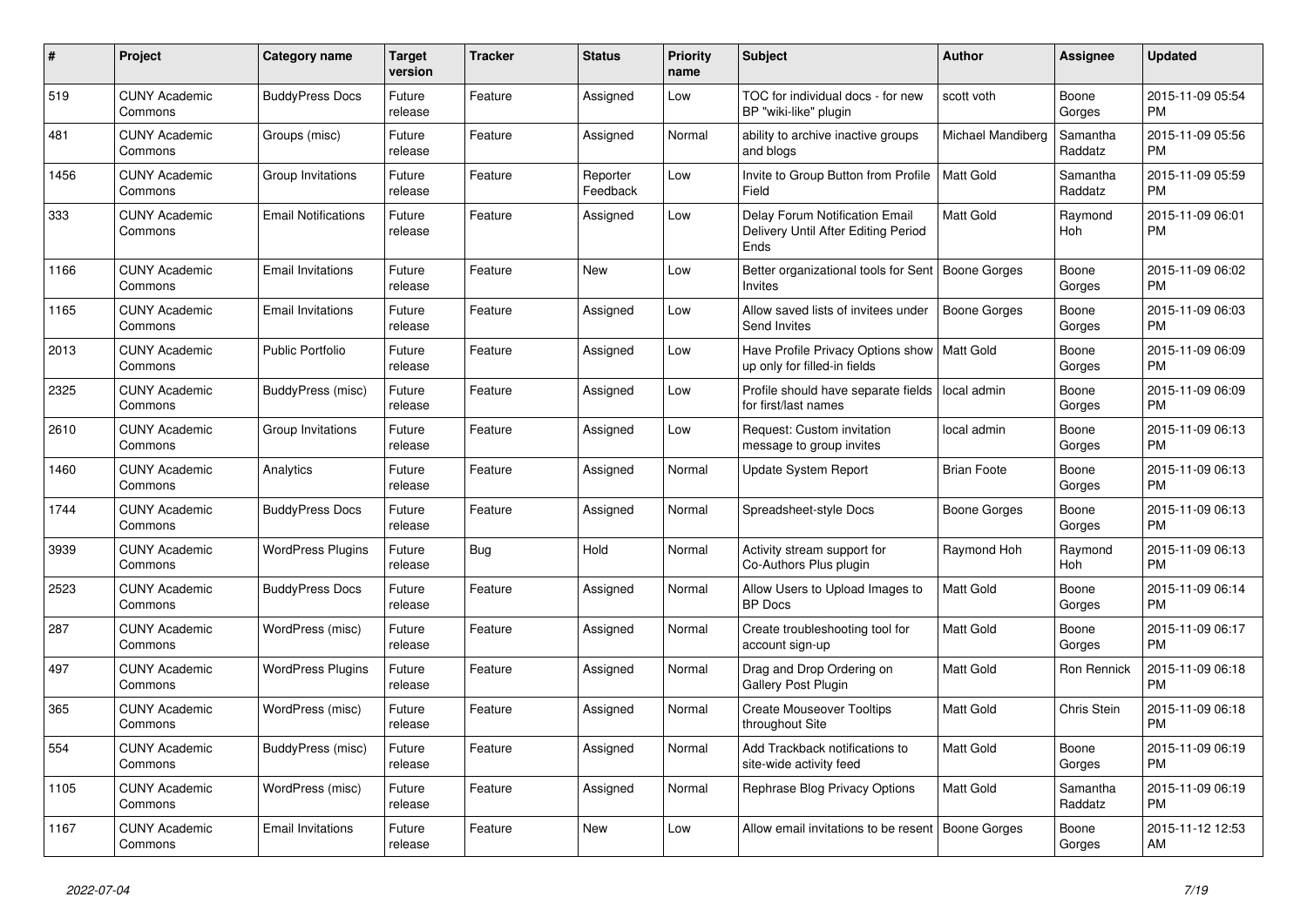| # | Project | Category name | Target version | Tracker | Status | Priority name | Subject | Author | Assignee | Updated |
|---|---|---|---|---|---|---|---|---|---|---|
| 519 | CUNY Academic Commons | BuddyPress Docs | Future release | Feature | Assigned | Low | TOC for individual docs - for new BP "wiki-like" plugin | scott voth | Boone Gorges | 2015-11-09 05:54 PM |
| 481 | CUNY Academic Commons | Groups (misc) | Future release | Feature | Assigned | Normal | ability to archive inactive groups and blogs | Michael Mandiberg | Samantha Raddatz | 2015-11-09 05:56 PM |
| 1456 | CUNY Academic Commons | Group Invitations | Future release | Feature | Reporter Feedback | Low | Invite to Group Button from Profile Field | Matt Gold | Samantha Raddatz | 2015-11-09 05:59 PM |
| 333 | CUNY Academic Commons | Email Notifications | Future release | Feature | Assigned | Low | Delay Forum Notification Email Delivery Until After Editing Period Ends | Matt Gold | Raymond Hoh | 2015-11-09 06:01 PM |
| 1166 | CUNY Academic Commons | Email Invitations | Future release | Feature | New | Low | Better organizational tools for Sent Invites | Boone Gorges | Boone Gorges | 2015-11-09 06:02 PM |
| 1165 | CUNY Academic Commons | Email Invitations | Future release | Feature | Assigned | Low | Allow saved lists of invitees under Send Invites | Boone Gorges | Boone Gorges | 2015-11-09 06:03 PM |
| 2013 | CUNY Academic Commons | Public Portfolio | Future release | Feature | Assigned | Low | Have Profile Privacy Options show up only for filled-in fields | Matt Gold | Boone Gorges | 2015-11-09 06:09 PM |
| 2325 | CUNY Academic Commons | BuddyPress (misc) | Future release | Feature | Assigned | Low | Profile should have separate fields for first/last names | local admin | Boone Gorges | 2015-11-09 06:09 PM |
| 2610 | CUNY Academic Commons | Group Invitations | Future release | Feature | Assigned | Low | Request: Custom invitation message to group invites | local admin | Boone Gorges | 2015-11-09 06:13 PM |
| 1460 | CUNY Academic Commons | Analytics | Future release | Feature | Assigned | Normal | Update System Report | Brian Foote | Boone Gorges | 2015-11-09 06:13 PM |
| 1744 | CUNY Academic Commons | BuddyPress Docs | Future release | Feature | Assigned | Normal | Spreadsheet-style Docs | Boone Gorges | Boone Gorges | 2015-11-09 06:13 PM |
| 3939 | CUNY Academic Commons | WordPress Plugins | Future release | Bug | Hold | Normal | Activity stream support for Co-Authors Plus plugin | Raymond Hoh | Raymond Hoh | 2015-11-09 06:13 PM |
| 2523 | CUNY Academic Commons | BuddyPress Docs | Future release | Feature | Assigned | Normal | Allow Users to Upload Images to BP Docs | Matt Gold | Boone Gorges | 2015-11-09 06:14 PM |
| 287 | CUNY Academic Commons | WordPress (misc) | Future release | Feature | Assigned | Normal | Create troubleshooting tool for account sign-up | Matt Gold | Boone Gorges | 2015-11-09 06:17 PM |
| 497 | CUNY Academic Commons | WordPress Plugins | Future release | Feature | Assigned | Normal | Drag and Drop Ordering on Gallery Post Plugin | Matt Gold | Ron Rennick | 2015-11-09 06:18 PM |
| 365 | CUNY Academic Commons | WordPress (misc) | Future release | Feature | Assigned | Normal | Create Mouseover Tooltips throughout Site | Matt Gold | Chris Stein | 2015-11-09 06:18 PM |
| 554 | CUNY Academic Commons | BuddyPress (misc) | Future release | Feature | Assigned | Normal | Add Trackback notifications to site-wide activity feed | Matt Gold | Boone Gorges | 2015-11-09 06:19 PM |
| 1105 | CUNY Academic Commons | WordPress (misc) | Future release | Feature | Assigned | Normal | Rephrase Blog Privacy Options | Matt Gold | Samantha Raddatz | 2015-11-09 06:19 PM |
| 1167 | CUNY Academic Commons | Email Invitations | Future release | Feature | New | Low | Allow email invitations to be resent | Boone Gorges | Boone Gorges | 2015-11-12 12:53 AM |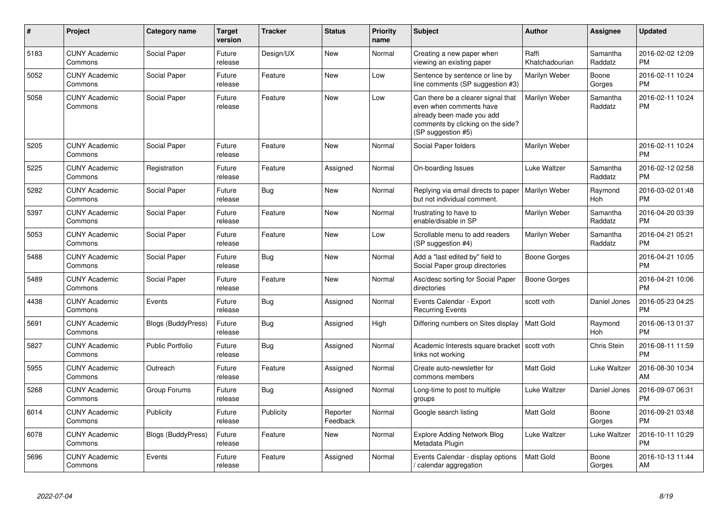| # | Project | Category name | Target version | Tracker | Status | Priority name | Subject | Author | Assignee | Updated |
|---|---|---|---|---|---|---|---|---|---|---|
| 5183 | CUNY Academic Commons | Social Paper | Future release | Design/UX | New | Normal | Creating a new paper when viewing an existing paper | Raffi Khatchadourian | Samantha Raddatz | 2016-02-02 12:09 PM |
| 5052 | CUNY Academic Commons | Social Paper | Future release | Feature | New | Low | Sentence by sentence or line by line comments (SP suggestion #3) | Marilyn Weber | Boone Gorges | 2016-02-11 10:24 PM |
| 5058 | CUNY Academic Commons | Social Paper | Future release | Feature | New | Low | Can there be a clearer signal that even when comments have already been made you add comments by clicking on the side? (SP suggestion #5) | Marilyn Weber | Samantha Raddatz | 2016-02-11 10:24 PM |
| 5205 | CUNY Academic Commons | Social Paper | Future release | Feature | New | Normal | Social Paper folders | Marilyn Weber | | 2016-02-11 10:24 PM |
| 5225 | CUNY Academic Commons | Registration | Future release | Feature | Assigned | Normal | On-boarding Issues | Luke Waltzer | Samantha Raddatz | 2016-02-12 02:58 PM |
| 5282 | CUNY Academic Commons | Social Paper | Future release | Bug | New | Normal | Replying via email directs to paper but not individual comment. | Marilyn Weber | Raymond Hoh | 2016-03-02 01:48 PM |
| 5397 | CUNY Academic Commons | Social Paper | Future release | Feature | New | Normal | frustrating to have to enable/disable in SP | Marilyn Weber | Samantha Raddatz | 2016-04-20 03:39 PM |
| 5053 | CUNY Academic Commons | Social Paper | Future release | Feature | New | Low | Scrollable menu to add readers (SP suggestion #4) | Marilyn Weber | Samantha Raddatz | 2016-04-21 05:21 PM |
| 5488 | CUNY Academic Commons | Social Paper | Future release | Bug | New | Normal | Add a "last edited by" field to Social Paper group directories | Boone Gorges | | 2016-04-21 10:05 PM |
| 5489 | CUNY Academic Commons | Social Paper | Future release | Feature | New | Normal | Asc/desc sorting for Social Paper directories | Boone Gorges | | 2016-04-21 10:06 PM |
| 4438 | CUNY Academic Commons | Events | Future release | Bug | Assigned | Normal | Events Calendar - Export Recurring Events | scott voth | Daniel Jones | 2016-05-23 04:25 PM |
| 5691 | CUNY Academic Commons | Blogs (BuddyPress) | Future release | Bug | Assigned | High | Differing numbers on Sites display | Matt Gold | Raymond Hoh | 2016-06-13 01:37 PM |
| 5827 | CUNY Academic Commons | Public Portfolio | Future release | Bug | Assigned | Normal | Academic Interests square bracket links not working | scott voth | Chris Stein | 2016-08-11 11:59 PM |
| 5955 | CUNY Academic Commons | Outreach | Future release | Feature | Assigned | Normal | Create auto-newsletter for commons members | Matt Gold | Luke Waltzer | 2016-08-30 10:34 AM |
| 5268 | CUNY Academic Commons | Group Forums | Future release | Bug | Assigned | Normal | Long-time to post to multiple groups | Luke Waltzer | Daniel Jones | 2016-09-07 06:31 PM |
| 6014 | CUNY Academic Commons | Publicity | Future release | Publicity | Reporter Feedback | Normal | Google search listing | Matt Gold | Boone Gorges | 2016-09-21 03:48 PM |
| 6078 | CUNY Academic Commons | Blogs (BuddyPress) | Future release | Feature | New | Normal | Explore Adding Network Blog Metadata Plugin | Luke Waltzer | Luke Waltzer | 2016-10-11 10:29 PM |
| 5696 | CUNY Academic Commons | Events | Future release | Feature | Assigned | Normal | Events Calendar - display options / calendar aggregation | Matt Gold | Boone Gorges | 2016-10-13 11:44 AM |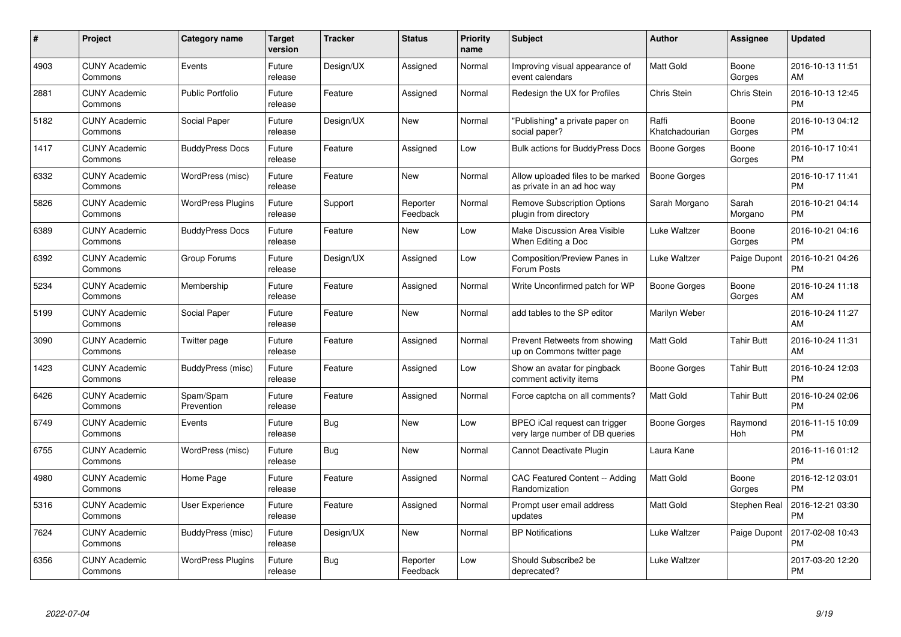| # | Project | Category name | Target version | Tracker | Status | Priority name | Subject | Author | Assignee | Updated |
|---|---|---|---|---|---|---|---|---|---|---|
| 4903 | CUNY Academic Commons | Events | Future release | Design/UX | Assigned | Normal | Improving visual appearance of event calendars | Matt Gold | Boone Gorges | 2016-10-13 11:51 AM |
| 2881 | CUNY Academic Commons | Public Portfolio | Future release | Feature | Assigned | Normal | Redesign the UX for Profiles | Chris Stein | Chris Stein | 2016-10-13 12:45 PM |
| 5182 | CUNY Academic Commons | Social Paper | Future release | Design/UX | New | Normal | "Publishing" a private paper on social paper? | Raffi Khatchadourian | Boone Gorges | 2016-10-13 04:12 PM |
| 1417 | CUNY Academic Commons | BuddyPress Docs | Future release | Feature | Assigned | Low | Bulk actions for BuddyPress Docs | Boone Gorges | Boone Gorges | 2016-10-17 10:41 PM |
| 6332 | CUNY Academic Commons | WordPress (misc) | Future release | Feature | New | Normal | Allow uploaded files to be marked as private in an ad hoc way | Boone Gorges | | 2016-10-17 11:41 PM |
| 5826 | CUNY Academic Commons | WordPress Plugins | Future release | Support | Reporter Feedback | Normal | Remove Subscription Options plugin from directory | Sarah Morgano | Sarah Morgano | 2016-10-21 04:14 PM |
| 6389 | CUNY Academic Commons | BuddyPress Docs | Future release | Feature | New | Low | Make Discussion Area Visible When Editing a Doc | Luke Waltzer | Boone Gorges | 2016-10-21 04:16 PM |
| 6392 | CUNY Academic Commons | Group Forums | Future release | Design/UX | Assigned | Low | Composition/Preview Panes in Forum Posts | Luke Waltzer | Paige Dupont | 2016-10-21 04:26 PM |
| 5234 | CUNY Academic Commons | Membership | Future release | Feature | Assigned | Normal | Write Unconfirmed patch for WP | Boone Gorges | Boone Gorges | 2016-10-24 11:18 AM |
| 5199 | CUNY Academic Commons | Social Paper | Future release | Feature | New | Normal | add tables to the SP editor | Marilyn Weber | | 2016-10-24 11:27 AM |
| 3090 | CUNY Academic Commons | Twitter page | Future release | Feature | Assigned | Normal | Prevent Retweets from showing up on Commons twitter page | Matt Gold | Tahir Butt | 2016-10-24 11:31 AM |
| 1423 | CUNY Academic Commons | BuddyPress (misc) | Future release | Feature | Assigned | Low | Show an avatar for pingback comment activity items | Boone Gorges | Tahir Butt | 2016-10-24 12:03 PM |
| 6426 | CUNY Academic Commons | Spam/Spam Prevention | Future release | Feature | Assigned | Normal | Force captcha on all comments? | Matt Gold | Tahir Butt | 2016-10-24 02:06 PM |
| 6749 | CUNY Academic Commons | Events | Future release | Bug | New | Low | BPEO iCal request can trigger very large number of DB queries | Boone Gorges | Raymond Hoh | 2016-11-15 10:09 PM |
| 6755 | CUNY Academic Commons | WordPress (misc) | Future release | Bug | New | Normal | Cannot Deactivate Plugin | Laura Kane | | 2016-11-16 01:12 PM |
| 4980 | CUNY Academic Commons | Home Page | Future release | Feature | Assigned | Normal | CAC Featured Content -- Adding Randomization | Matt Gold | Boone Gorges | 2016-12-12 03:01 PM |
| 5316 | CUNY Academic Commons | User Experience | Future release | Feature | Assigned | Normal | Prompt user email address updates | Matt Gold | Stephen Real | 2016-12-21 03:30 PM |
| 7624 | CUNY Academic Commons | BuddyPress (misc) | Future release | Design/UX | New | Normal | BP Notifications | Luke Waltzer | Paige Dupont | 2017-02-08 10:43 PM |
| 6356 | CUNY Academic Commons | WordPress Plugins | Future release | Bug | Reporter Feedback | Low | Should Subscribe2 be deprecated? | Luke Waltzer | | 2017-03-20 12:20 PM |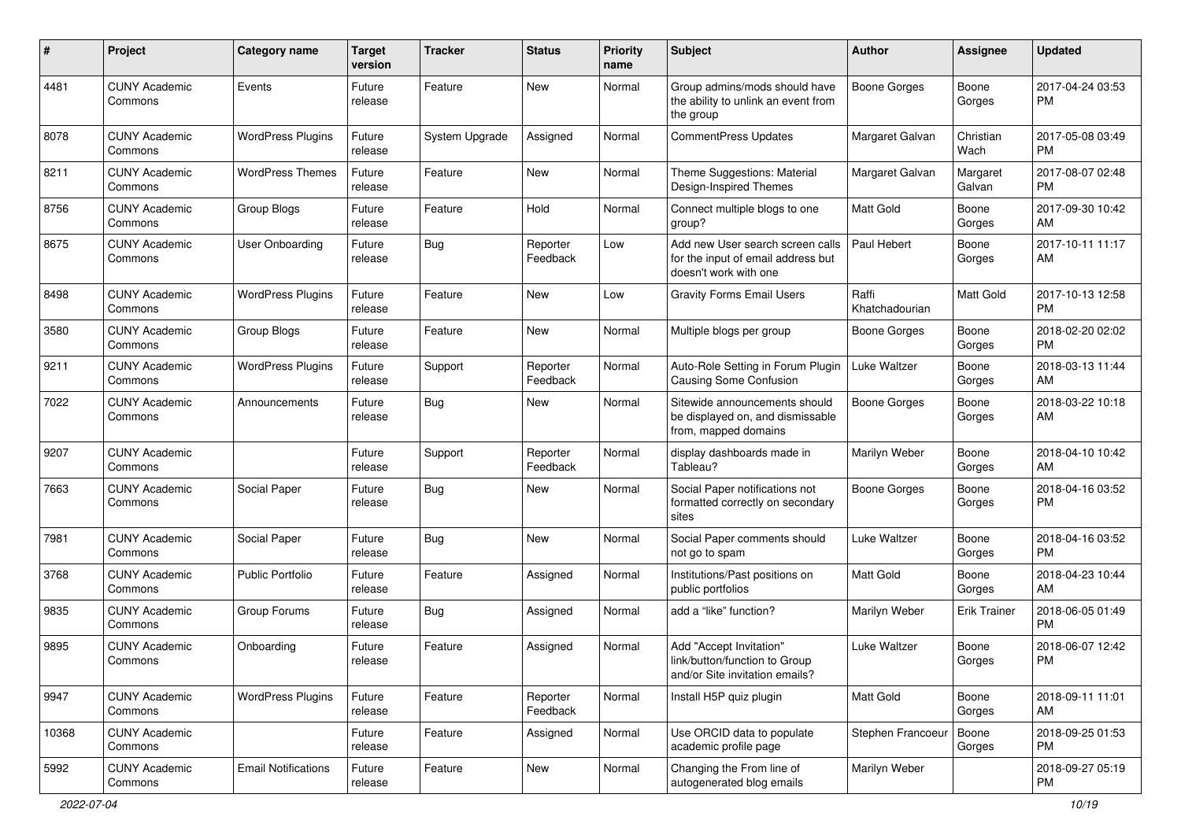| # | Project | Category name | Target version | Tracker | Status | Priority name | Subject | Author | Assignee | Updated |
|---|---|---|---|---|---|---|---|---|---|---|
| 4481 | CUNY Academic Commons | Events | Future release | Feature | New | Normal | Group admins/mods should have the ability to unlink an event from the group | Boone Gorges | Boone Gorges | 2017-04-24 03:53 PM |
| 8078 | CUNY Academic Commons | WordPress Plugins | Future release | System Upgrade | Assigned | Normal | CommentPress Updates | Margaret Galvan | Christian Wach | 2017-05-08 03:49 PM |
| 8211 | CUNY Academic Commons | WordPress Themes | Future release | Feature | New | Normal | Theme Suggestions: Material Design-Inspired Themes | Margaret Galvan | Margaret Galvan | 2017-08-07 02:48 PM |
| 8756 | CUNY Academic Commons | Group Blogs | Future release | Feature | Hold | Normal | Connect multiple blogs to one group? | Matt Gold | Boone Gorges | 2017-09-30 10:42 AM |
| 8675 | CUNY Academic Commons | User Onboarding | Future release | Bug | Reporter Feedback | Low | Add new User search screen calls for the input of email address but doesn't work with one | Paul Hebert | Boone Gorges | 2017-10-11 11:17 AM |
| 8498 | CUNY Academic Commons | WordPress Plugins | Future release | Feature | New | Low | Gravity Forms Email Users | Raffi Khatchadourian | Matt Gold | 2017-10-13 12:58 PM |
| 3580 | CUNY Academic Commons | Group Blogs | Future release | Feature | New | Normal | Multiple blogs per group | Boone Gorges | Boone Gorges | 2018-02-20 02:02 PM |
| 9211 | CUNY Academic Commons | WordPress Plugins | Future release | Support | Reporter Feedback | Normal | Auto-Role Setting in Forum Plugin Causing Some Confusion | Luke Waltzer | Boone Gorges | 2018-03-13 11:44 AM |
| 7022 | CUNY Academic Commons | Announcements | Future release | Bug | New | Normal | Sitewide announcements should be displayed on, and dismissable from, mapped domains | Boone Gorges | Boone Gorges | 2018-03-22 10:18 AM |
| 9207 | CUNY Academic Commons | | Future release | Support | Reporter Feedback | Normal | display dashboards made in Tableau? | Marilyn Weber | Boone Gorges | 2018-04-10 10:42 AM |
| 7663 | CUNY Academic Commons | Social Paper | Future release | Bug | New | Normal | Social Paper notifications not formatted correctly on secondary sites | Boone Gorges | Boone Gorges | 2018-04-16 03:52 PM |
| 7981 | CUNY Academic Commons | Social Paper | Future release | Bug | New | Normal | Social Paper comments should not go to spam | Luke Waltzer | Boone Gorges | 2018-04-16 03:52 PM |
| 3768 | CUNY Academic Commons | Public Portfolio | Future release | Feature | Assigned | Normal | Institutions/Past positions on public portfolios | Matt Gold | Boone Gorges | 2018-04-23 10:44 AM |
| 9835 | CUNY Academic Commons | Group Forums | Future release | Bug | Assigned | Normal | add a "like" function? | Marilyn Weber | Erik Trainer | 2018-06-05 01:49 PM |
| 9895 | CUNY Academic Commons | Onboarding | Future release | Feature | Assigned | Normal | Add "Accept Invitation" link/button/function to Group and/or Site invitation emails? | Luke Waltzer | Boone Gorges | 2018-06-07 12:42 PM |
| 9947 | CUNY Academic Commons | WordPress Plugins | Future release | Feature | Reporter Feedback | Normal | Install H5P quiz plugin | Matt Gold | Boone Gorges | 2018-09-11 11:01 AM |
| 10368 | CUNY Academic Commons | | Future release | Feature | Assigned | Normal | Use ORCID data to populate academic profile page | Stephen Francoeur | Boone Gorges | 2018-09-25 01:53 PM |
| 5992 | CUNY Academic Commons | Email Notifications | Future release | Feature | New | Normal | Changing the From line of autogenerated blog emails | Marilyn Weber | | 2018-09-27 05:19 PM |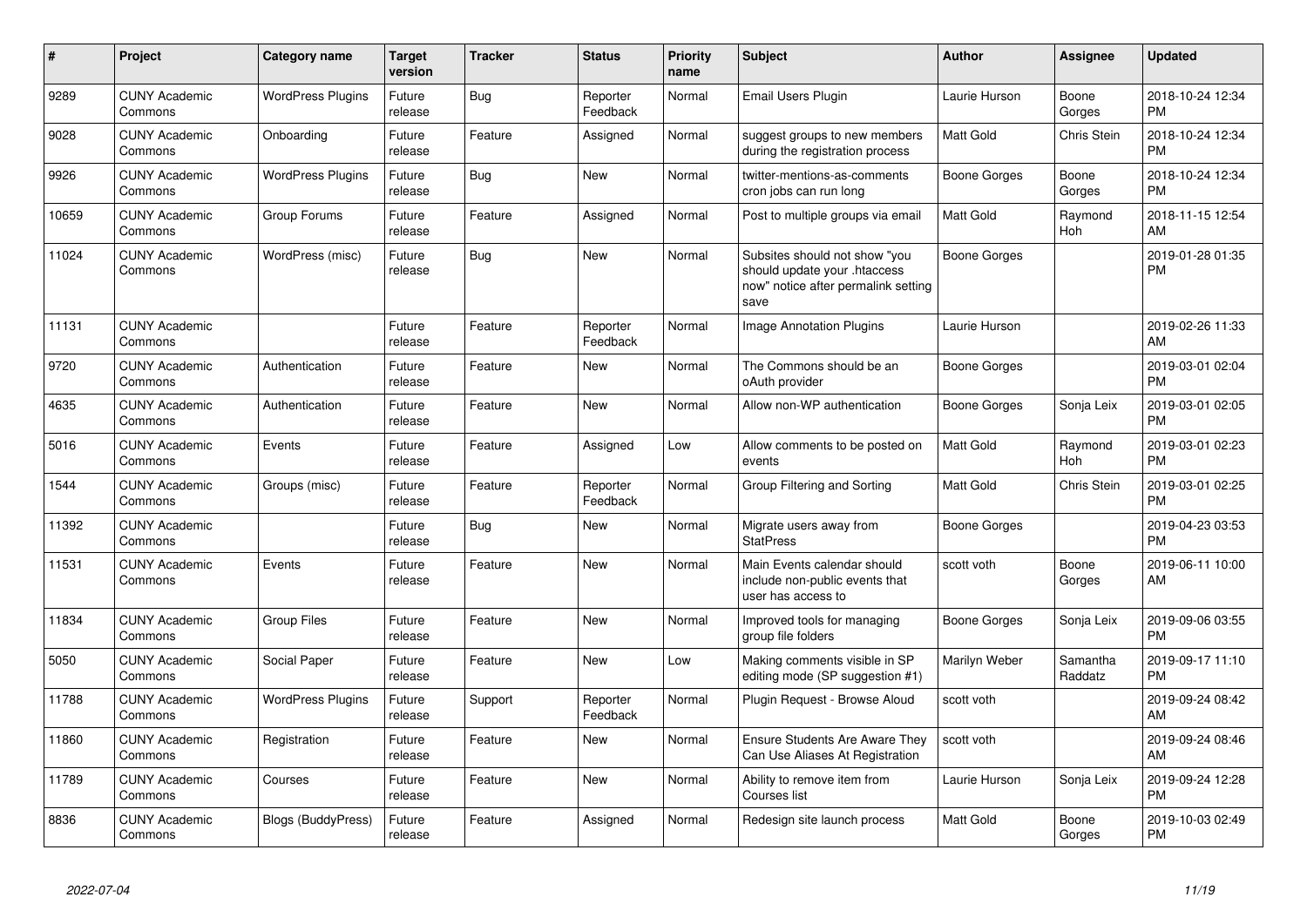| # | Project | Category name | Target version | Tracker | Status | Priority name | Subject | Author | Assignee | Updated |
|---|---|---|---|---|---|---|---|---|---|---|
| 9289 | CUNY Academic Commons | WordPress Plugins | Future release | Bug | Reporter Feedback | Normal | Email Users Plugin | Laurie Hurson | Boone Gorges | 2018-10-24 12:34 PM |
| 9028 | CUNY Academic Commons | Onboarding | Future release | Feature | Assigned | Normal | suggest groups to new members during the registration process | Matt Gold | Chris Stein | 2018-10-24 12:34 PM |
| 9926 | CUNY Academic Commons | WordPress Plugins | Future release | Bug | New | Normal | twitter-mentions-as-comments cron jobs can run long | Boone Gorges | Boone Gorges | 2018-10-24 12:34 PM |
| 10659 | CUNY Academic Commons | Group Forums | Future release | Feature | Assigned | Normal | Post to multiple groups via email | Matt Gold | Raymond Hoh | 2018-11-15 12:54 AM |
| 11024 | CUNY Academic Commons | WordPress (misc) | Future release | Bug | New | Normal | Subsites should not show "you should update your .htaccess now" notice after permalink setting save | Boone Gorges | | 2019-01-28 01:35 PM |
| 11131 | CUNY Academic Commons | | Future release | Feature | Reporter Feedback | Normal | Image Annotation Plugins | Laurie Hurson | | 2019-02-26 11:33 AM |
| 9720 | CUNY Academic Commons | Authentication | Future release | Feature | New | Normal | The Commons should be an oAuth provider | Boone Gorges | | 2019-03-01 02:04 PM |
| 4635 | CUNY Academic Commons | Authentication | Future release | Feature | New | Normal | Allow non-WP authentication | Boone Gorges | Sonja Leix | 2019-03-01 02:05 PM |
| 5016 | CUNY Academic Commons | Events | Future release | Feature | Assigned | Low | Allow comments to be posted on events | Matt Gold | Raymond Hoh | 2019-03-01 02:23 PM |
| 1544 | CUNY Academic Commons | Groups (misc) | Future release | Feature | Reporter Feedback | Normal | Group Filtering and Sorting | Matt Gold | Chris Stein | 2019-03-01 02:25 PM |
| 11392 | CUNY Academic Commons | | Future release | Bug | New | Normal | Migrate users away from StatPress | Boone Gorges | | 2019-04-23 03:53 PM |
| 11531 | CUNY Academic Commons | Events | Future release | Feature | New | Normal | Main Events calendar should include non-public events that user has access to | scott voth | Boone Gorges | 2019-06-11 10:00 AM |
| 11834 | CUNY Academic Commons | Group Files | Future release | Feature | New | Normal | Improved tools for managing group file folders | Boone Gorges | Sonja Leix | 2019-09-06 03:55 PM |
| 5050 | CUNY Academic Commons | Social Paper | Future release | Feature | New | Low | Making comments visible in SP editing mode (SP suggestion #1) | Marilyn Weber | Samantha Raddatz | 2019-09-17 11:10 PM |
| 11788 | CUNY Academic Commons | WordPress Plugins | Future release | Support | Reporter Feedback | Normal | Plugin Request - Browse Aloud | scott voth | | 2019-09-24 08:42 AM |
| 11860 | CUNY Academic Commons | Registration | Future release | Feature | New | Normal | Ensure Students Are Aware They Can Use Aliases At Registration | scott voth | | 2019-09-24 08:46 AM |
| 11789 | CUNY Academic Commons | Courses | Future release | Feature | New | Normal | Ability to remove item from Courses list | Laurie Hurson | Sonja Leix | 2019-09-24 12:28 PM |
| 8836 | CUNY Academic Commons | Blogs (BuddyPress) | Future release | Feature | Assigned | Normal | Redesign site launch process | Matt Gold | Boone Gorges | 2019-10-03 02:49 PM |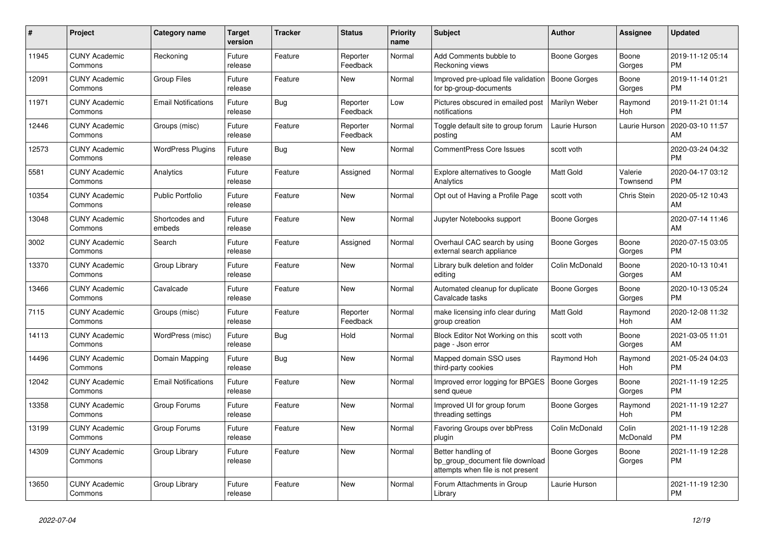| # | Project | Category name | Target version | Tracker | Status | Priority name | Subject | Author | Assignee | Updated |
|---|---|---|---|---|---|---|---|---|---|---|
| 11945 | CUNY Academic Commons | Reckoning | Future release | Feature | Reporter Feedback | Normal | Add Comments bubble to Reckoning views | Boone Gorges | Boone Gorges | 2019-11-12 05:14 PM |
| 12091 | CUNY Academic Commons | Group Files | Future release | Feature | New | Normal | Improved pre-upload file validation for bp-group-documents | Boone Gorges | Boone Gorges | 2019-11-14 01:21 PM |
| 11971 | CUNY Academic Commons | Email Notifications | Future release | Bug | Reporter Feedback | Low | Pictures obscured in emailed post notifications | Marilyn Weber | Raymond Hoh | 2019-11-21 01:14 PM |
| 12446 | CUNY Academic Commons | Groups (misc) | Future release | Feature | Reporter Feedback | Normal | Toggle default site to group forum posting | Laurie Hurson | Laurie Hurson | 2020-03-10 11:57 AM |
| 12573 | CUNY Academic Commons | WordPress Plugins | Future release | Bug | New | Normal | CommentPress Core Issues | scott voth | | 2020-03-24 04:32 PM |
| 5581 | CUNY Academic Commons | Analytics | Future release | Feature | Assigned | Normal | Explore alternatives to Google Analytics | Matt Gold | Valerie Townsend | 2020-04-17 03:12 PM |
| 10354 | CUNY Academic Commons | Public Portfolio | Future release | Feature | New | Normal | Opt out of Having a Profile Page | scott voth | Chris Stein | 2020-05-12 10:43 AM |
| 13048 | CUNY Academic Commons | Shortcodes and embeds | Future release | Feature | New | Normal | Jupyter Notebooks support | Boone Gorges | | 2020-07-14 11:46 AM |
| 3002 | CUNY Academic Commons | Search | Future release | Feature | Assigned | Normal | Overhaul CAC search by using external search appliance | Boone Gorges | Boone Gorges | 2020-07-15 03:05 PM |
| 13370 | CUNY Academic Commons | Group Library | Future release | Feature | New | Normal | Library bulk deletion and folder editing | Colin McDonald | Boone Gorges | 2020-10-13 10:41 AM |
| 13466 | CUNY Academic Commons | Cavalcade | Future release | Feature | New | Normal | Automated cleanup for duplicate Cavalcade tasks | Boone Gorges | Boone Gorges | 2020-10-13 05:24 PM |
| 7115 | CUNY Academic Commons | Groups (misc) | Future release | Feature | Reporter Feedback | Normal | make licensing info clear during group creation | Matt Gold | Raymond Hoh | 2020-12-08 11:32 AM |
| 14113 | CUNY Academic Commons | WordPress (misc) | Future release | Bug | Hold | Normal | Block Editor Not Working on this page - Json error | scott voth | Boone Gorges | 2021-03-05 11:01 AM |
| 14496 | CUNY Academic Commons | Domain Mapping | Future release | Bug | New | Normal | Mapped domain SSO uses third-party cookies | Raymond Hoh | Raymond Hoh | 2021-05-24 04:03 PM |
| 12042 | CUNY Academic Commons | Email Notifications | Future release | Feature | New | Normal | Improved error logging for BPGES send queue | Boone Gorges | Boone Gorges | 2021-11-19 12:25 PM |
| 13358 | CUNY Academic Commons | Group Forums | Future release | Feature | New | Normal | Improved UI for group forum threading settings | Boone Gorges | Raymond Hoh | 2021-11-19 12:27 PM |
| 13199 | CUNY Academic Commons | Group Forums | Future release | Feature | New | Normal | Favoring Groups over bbPress plugin | Colin McDonald | Colin McDonald | 2021-11-19 12:28 PM |
| 14309 | CUNY Academic Commons | Group Library | Future release | Feature | New | Normal | Better handling of bp_group_document file download attempts when file is not present | Boone Gorges | Boone Gorges | 2021-11-19 12:28 PM |
| 13650 | CUNY Academic Commons | Group Library | Future release | Feature | New | Normal | Forum Attachments in Group Library | Laurie Hurson | | 2021-11-19 12:30 PM |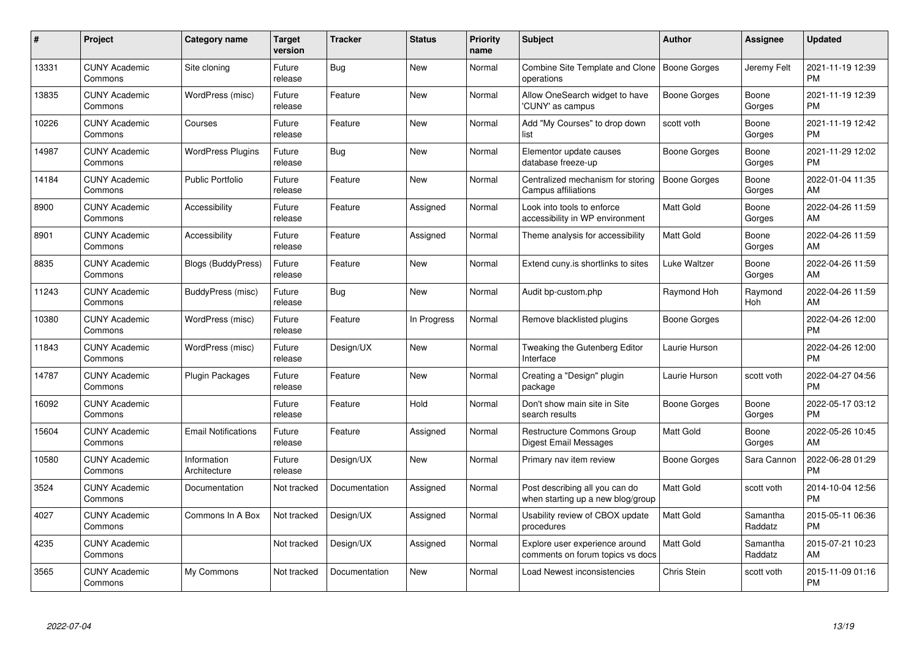| # | Project | Category name | Target version | Tracker | Status | Priority name | Subject | Author | Assignee | Updated |
|---|---|---|---|---|---|---|---|---|---|---|
| 13331 | CUNY Academic Commons | Site cloning | Future release | Bug | New | Normal | Combine Site Template and Clone operations | Boone Gorges | Jeremy Felt | 2021-11-19 12:39 PM |
| 13835 | CUNY Academic Commons | WordPress (misc) | Future release | Feature | New | Normal | Allow OneSearch widget to have 'CUNY' as campus | Boone Gorges | Boone Gorges | 2021-11-19 12:39 PM |
| 10226 | CUNY Academic Commons | Courses | Future release | Feature | New | Normal | Add "My Courses" to drop down list | scott voth | Boone Gorges | 2021-11-19 12:42 PM |
| 14987 | CUNY Academic Commons | WordPress Plugins | Future release | Bug | New | Normal | Elementor update causes database freeze-up | Boone Gorges | Boone Gorges | 2021-11-29 12:02 PM |
| 14184 | CUNY Academic Commons | Public Portfolio | Future release | Feature | New | Normal | Centralized mechanism for storing Campus affiliations | Boone Gorges | Boone Gorges | 2022-01-04 11:35 AM |
| 8900 | CUNY Academic Commons | Accessibility | Future release | Feature | Assigned | Normal | Look into tools to enforce accessibility in WP environment | Matt Gold | Boone Gorges | 2022-04-26 11:59 AM |
| 8901 | CUNY Academic Commons | Accessibility | Future release | Feature | Assigned | Normal | Theme analysis for accessibility | Matt Gold | Boone Gorges | 2022-04-26 11:59 AM |
| 8835 | CUNY Academic Commons | Blogs (BuddyPress) | Future release | Feature | New | Normal | Extend cuny.is shortlinks to sites | Luke Waltzer | Boone Gorges | 2022-04-26 11:59 AM |
| 11243 | CUNY Academic Commons | BuddyPress (misc) | Future release | Bug | New | Normal | Audit bp-custom.php | Raymond Hoh | Raymond Hoh | 2022-04-26 11:59 AM |
| 10380 | CUNY Academic Commons | WordPress (misc) | Future release | Feature | In Progress | Normal | Remove blacklisted plugins | Boone Gorges | | 2022-04-26 12:00 PM |
| 11843 | CUNY Academic Commons | WordPress (misc) | Future release | Design/UX | New | Normal | Tweaking the Gutenberg Editor Interface | Laurie Hurson | | 2022-04-26 12:00 PM |
| 14787 | CUNY Academic Commons | Plugin Packages | Future release | Feature | New | Normal | Creating a "Design" plugin package | Laurie Hurson | scott voth | 2022-04-27 04:56 PM |
| 16092 | CUNY Academic Commons | | Future release | Feature | Hold | Normal | Don't show main site in Site search results | Boone Gorges | Boone Gorges | 2022-05-17 03:12 PM |
| 15604 | CUNY Academic Commons | Email Notifications | Future release | Feature | Assigned | Normal | Restructure Commons Group Digest Email Messages | Matt Gold | Boone Gorges | 2022-05-26 10:45 AM |
| 10580 | CUNY Academic Commons | Information Architecture | Future release | Design/UX | New | Normal | Primary nav item review | Boone Gorges | Sara Cannon | 2022-06-28 01:29 PM |
| 3524 | CUNY Academic Commons | Documentation | Not tracked | Documentation | Assigned | Normal | Post describing all you can do when starting up a new blog/group | Matt Gold | scott voth | 2014-10-04 12:56 PM |
| 4027 | CUNY Academic Commons | Commons In A Box | Not tracked | Design/UX | Assigned | Normal | Usability review of CBOX update procedures | Matt Gold | Samantha Raddatz | 2015-05-11 06:36 PM |
| 4235 | CUNY Academic Commons | | Not tracked | Design/UX | Assigned | Normal | Explore user experience around comments on forum topics vs docs | Matt Gold | Samantha Raddatz | 2015-07-21 10:23 AM |
| 3565 | CUNY Academic Commons | My Commons | Not tracked | Documentation | New | Normal | Load Newest inconsistencies | Chris Stein | scott voth | 2015-11-09 01:16 PM |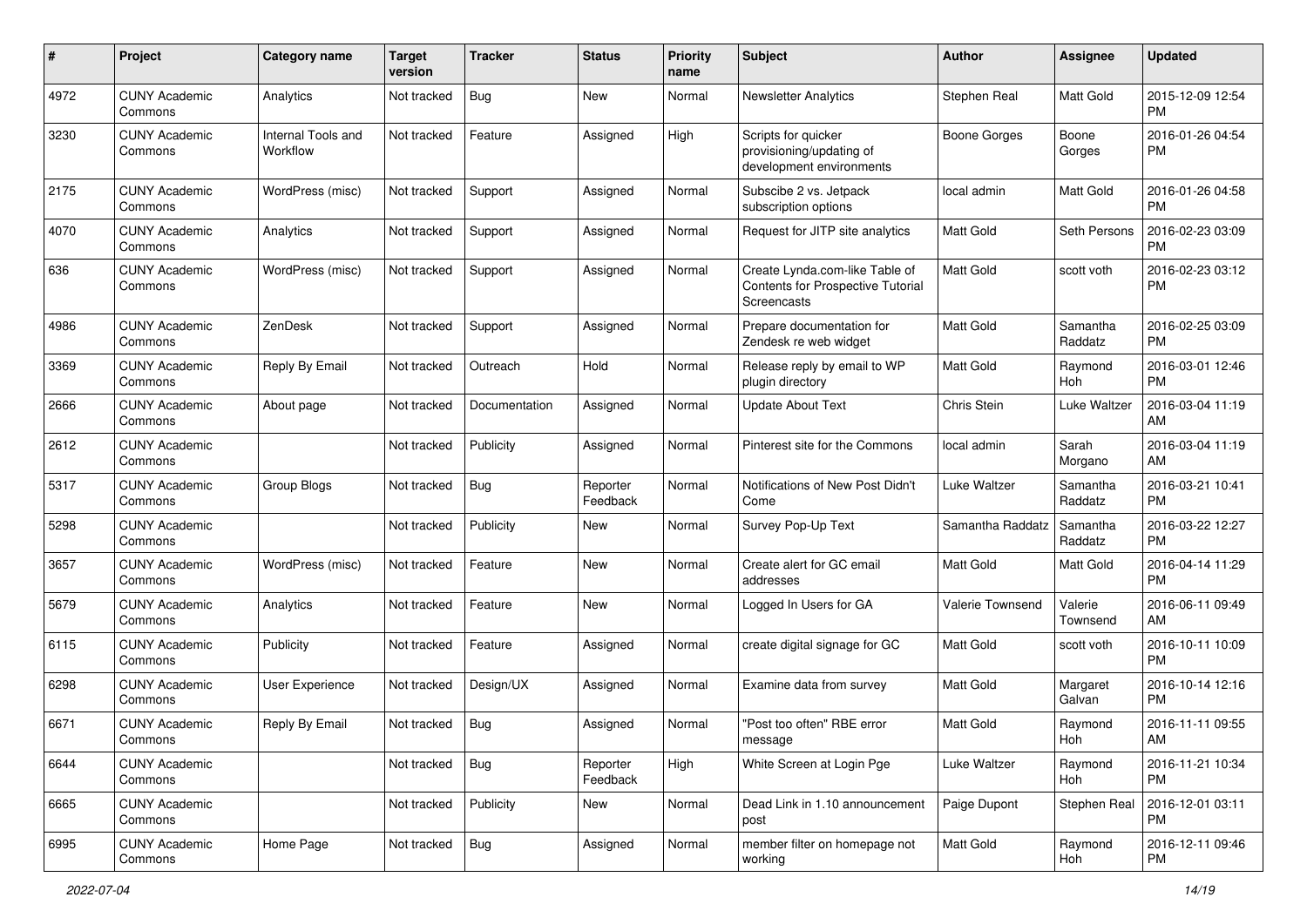| # | Project | Category name | Target version | Tracker | Status | Priority name | Subject | Author | Assignee | Updated |
|---|---|---|---|---|---|---|---|---|---|---|
| 4972 | CUNY Academic Commons | Analytics | Not tracked | Bug | New | Normal | Newsletter Analytics | Stephen Real | Matt Gold | 2015-12-09 12:54 PM |
| 3230 | CUNY Academic Commons | Internal Tools and Workflow | Not tracked | Feature | Assigned | High | Scripts for quicker provisioning/updating of development environments | Boone Gorges | Boone Gorges | 2016-01-26 04:54 PM |
| 2175 | CUNY Academic Commons | WordPress (misc) | Not tracked | Support | Assigned | Normal | Subscibe 2 vs. Jetpack subscription options | local admin | Matt Gold | 2016-01-26 04:58 PM |
| 4070 | CUNY Academic Commons | Analytics | Not tracked | Support | Assigned | Normal | Request for JITP site analytics | Matt Gold | Seth Persons | 2016-02-23 03:09 PM |
| 636 | CUNY Academic Commons | WordPress (misc) | Not tracked | Support | Assigned | Normal | Create Lynda.com-like Table of Contents for Prospective Tutorial Screencasts | Matt Gold | scott voth | 2016-02-23 03:12 PM |
| 4986 | CUNY Academic Commons | ZenDesk | Not tracked | Support | Assigned | Normal | Prepare documentation for Zendesk re web widget | Matt Gold | Samantha Raddatz | 2016-02-25 03:09 PM |
| 3369 | CUNY Academic Commons | Reply By Email | Not tracked | Outreach | Hold | Normal | Release reply by email to WP plugin directory | Matt Gold | Raymond Hoh | 2016-03-01 12:46 PM |
| 2666 | CUNY Academic Commons | About page | Not tracked | Documentation | Assigned | Normal | Update About Text | Chris Stein | Luke Waltzer | 2016-03-04 11:19 AM |
| 2612 | CUNY Academic Commons | | Not tracked | Publicity | Assigned | Normal | Pinterest site for the Commons | local admin | Sarah Morgano | 2016-03-04 11:19 AM |
| 5317 | CUNY Academic Commons | Group Blogs | Not tracked | Bug | Reporter Feedback | Normal | Notifications of New Post Didn't Come | Luke Waltzer | Samantha Raddatz | 2016-03-21 10:41 PM |
| 5298 | CUNY Academic Commons | | Not tracked | Publicity | New | Normal | Survey Pop-Up Text | Samantha Raddatz | Samantha Raddatz | 2016-03-22 12:27 PM |
| 3657 | CUNY Academic Commons | WordPress (misc) | Not tracked | Feature | New | Normal | Create alert for GC email addresses | Matt Gold | Matt Gold | 2016-04-14 11:29 PM |
| 5679 | CUNY Academic Commons | Analytics | Not tracked | Feature | New | Normal | Logged In Users for GA | Valerie Townsend | Valerie Townsend | 2016-06-11 09:49 AM |
| 6115 | CUNY Academic Commons | Publicity | Not tracked | Feature | Assigned | Normal | create digital signage for GC | Matt Gold | scott voth | 2016-10-11 10:09 PM |
| 6298 | CUNY Academic Commons | User Experience | Not tracked | Design/UX | Assigned | Normal | Examine data from survey | Matt Gold | Margaret Galvan | 2016-10-14 12:16 PM |
| 6671 | CUNY Academic Commons | Reply By Email | Not tracked | Bug | Assigned | Normal | "Post too often" RBE error message | Matt Gold | Raymond Hoh | 2016-11-11 09:55 AM |
| 6644 | CUNY Academic Commons | | Not tracked | Bug | Reporter Feedback | High | White Screen at Login Pge | Luke Waltzer | Raymond Hoh | 2016-11-21 10:34 PM |
| 6665 | CUNY Academic Commons | | Not tracked | Publicity | New | Normal | Dead Link in 1.10 announcement post | Paige Dupont | Stephen Real | 2016-12-01 03:11 PM |
| 6995 | CUNY Academic Commons | Home Page | Not tracked | Bug | Assigned | Normal | member filter on homepage not working | Matt Gold | Raymond Hoh | 2016-12-11 09:46 PM |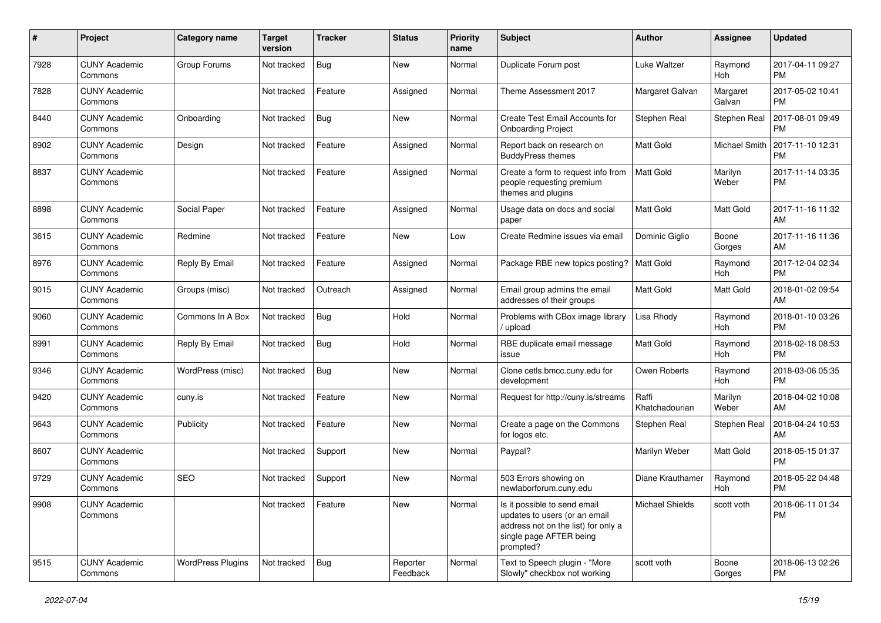| # | Project | Category name | Target version | Tracker | Status | Priority name | Subject | Author | Assignee | Updated |
|---|---|---|---|---|---|---|---|---|---|---|
| 7928 | CUNY Academic Commons | Group Forums | Not tracked | Bug | New | Normal | Duplicate Forum post | Luke Waltzer | Raymond Hoh | 2017-04-11 09:27 PM |
| 7828 | CUNY Academic Commons | | Not tracked | Feature | Assigned | Normal | Theme Assessment 2017 | Margaret Galvan | Margaret Galvan | 2017-05-02 10:41 PM |
| 8440 | CUNY Academic Commons | Onboarding | Not tracked | Bug | New | Normal | Create Test Email Accounts for Onboarding Project | Stephen Real | Stephen Real | 2017-08-01 09:49 PM |
| 8902 | CUNY Academic Commons | Design | Not tracked | Feature | Assigned | Normal | Report back on research on BuddyPress themes | Matt Gold | Michael Smith | 2017-11-10 12:31 PM |
| 8837 | CUNY Academic Commons | | Not tracked | Feature | Assigned | Normal | Create a form to request info from people requesting premium themes and plugins | Matt Gold | Marilyn Weber | 2017-11-14 03:35 PM |
| 8898 | CUNY Academic Commons | Social Paper | Not tracked | Feature | Assigned | Normal | Usage data on docs and social paper | Matt Gold | Matt Gold | 2017-11-16 11:32 AM |
| 3615 | CUNY Academic Commons | Redmine | Not tracked | Feature | New | Low | Create Redmine issues via email | Dominic Giglio | Boone Gorges | 2017-11-16 11:36 AM |
| 8976 | CUNY Academic Commons | Reply By Email | Not tracked | Feature | Assigned | Normal | Package RBE new topics posting? | Matt Gold | Raymond Hoh | 2017-12-04 02:34 PM |
| 9015 | CUNY Academic Commons | Groups (misc) | Not tracked | Outreach | Assigned | Normal | Email group admins the email addresses of their groups | Matt Gold | Matt Gold | 2018-01-02 09:54 AM |
| 9060 | CUNY Academic Commons | Commons In A Box | Not tracked | Bug | Hold | Normal | Problems with CBox image library / upload | Lisa Rhody | Raymond Hoh | 2018-01-10 03:26 PM |
| 8991 | CUNY Academic Commons | Reply By Email | Not tracked | Bug | Hold | Normal | RBE duplicate email message issue | Matt Gold | Raymond Hoh | 2018-02-18 08:53 PM |
| 9346 | CUNY Academic Commons | WordPress (misc) | Not tracked | Bug | New | Normal | Clone cetls.bmcc.cuny.edu for development | Owen Roberts | Raymond Hoh | 2018-03-06 05:35 PM |
| 9420 | CUNY Academic Commons | cuny.is | Not tracked | Feature | New | Normal | Request for http://cuny.is/streams | Raffi Khatchadourian | Marilyn Weber | 2018-04-02 10:08 AM |
| 9643 | CUNY Academic Commons | Publicity | Not tracked | Feature | New | Normal | Create a page on the Commons for logos etc. | Stephen Real | Stephen Real | 2018-04-24 10:53 AM |
| 8607 | CUNY Academic Commons | | Not tracked | Support | New | Normal | Paypal? | Marilyn Weber | Matt Gold | 2018-05-15 01:37 PM |
| 9729 | CUNY Academic Commons | SEO | Not tracked | Support | New | Normal | 503 Errors showing on newlaborforum.cuny.edu | Diane Krauthamer | Raymond Hoh | 2018-05-22 04:48 PM |
| 9908 | CUNY Academic Commons | | Not tracked | Feature | New | Normal | Is it possible to send email updates to users (or an email address not on the list) for only a single page AFTER being prompted? | Michael Shields | scott voth | 2018-06-11 01:34 PM |
| 9515 | CUNY Academic Commons | WordPress Plugins | Not tracked | Bug | Reporter Feedback | Normal | Text to Speech plugin - "More Slowly" checkbox not working | scott voth | Boone Gorges | 2018-06-13 02:26 PM |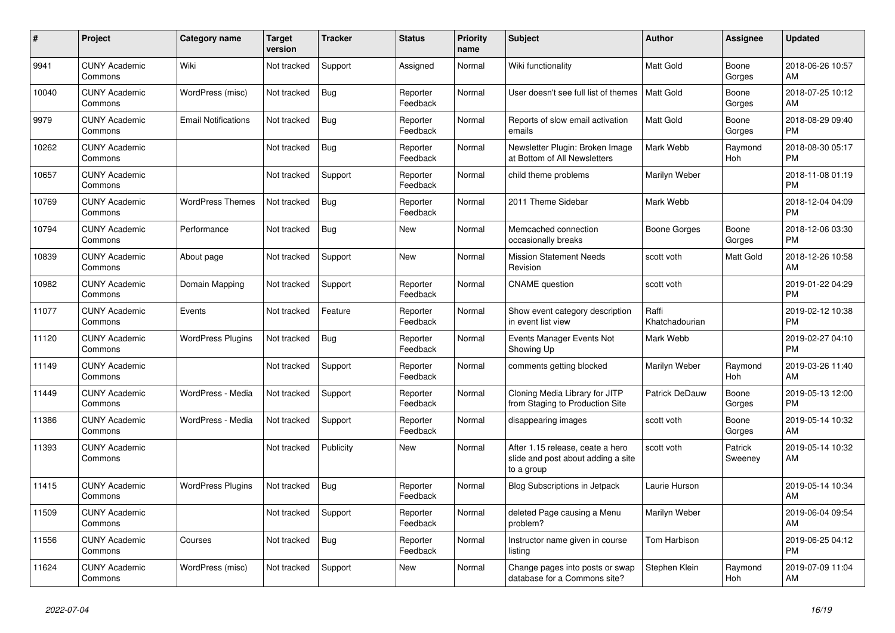| # | Project | Category name | Target version | Tracker | Status | Priority name | Subject | Author | Assignee | Updated |
|---|---|---|---|---|---|---|---|---|---|---|
| 9941 | CUNY Academic Commons | Wiki | Not tracked | Support | Assigned | Normal | Wiki functionality | Matt Gold | Boone Gorges | 2018-06-26 10:57 AM |
| 10040 | CUNY Academic Commons | WordPress (misc) | Not tracked | Bug | Reporter Feedback | Normal | User doesn't see full list of themes | Matt Gold | Boone Gorges | 2018-07-25 10:12 AM |
| 9979 | CUNY Academic Commons | Email Notifications | Not tracked | Bug | Reporter Feedback | Normal | Reports of slow email activation emails | Matt Gold | Boone Gorges | 2018-08-29 09:40 PM |
| 10262 | CUNY Academic Commons | | Not tracked | Bug | Reporter Feedback | Normal | Newsletter Plugin: Broken Image at Bottom of All Newsletters | Mark Webb | Raymond Hoh | 2018-08-30 05:17 PM |
| 10657 | CUNY Academic Commons | | Not tracked | Support | Reporter Feedback | Normal | child theme problems | Marilyn Weber | | 2018-11-08 01:19 PM |
| 10769 | CUNY Academic Commons | WordPress Themes | Not tracked | Bug | Reporter Feedback | Normal | 2011 Theme Sidebar | Mark Webb | | 2018-12-04 04:09 PM |
| 10794 | CUNY Academic Commons | Performance | Not tracked | Bug | New | Normal | Memcached connection occasionally breaks | Boone Gorges | Boone Gorges | 2018-12-06 03:30 PM |
| 10839 | CUNY Academic Commons | About page | Not tracked | Support | New | Normal | Mission Statement Needs Revision | scott voth | Matt Gold | 2018-12-26 10:58 AM |
| 10982 | CUNY Academic Commons | Domain Mapping | Not tracked | Support | Reporter Feedback | Normal | CNAME question | scott voth | | 2019-01-22 04:29 PM |
| 11077 | CUNY Academic Commons | Events | Not tracked | Feature | Reporter Feedback | Normal | Show event category description in event list view | Raffi Khatchadourian | | 2019-02-12 10:38 PM |
| 11120 | CUNY Academic Commons | WordPress Plugins | Not tracked | Bug | Reporter Feedback | Normal | Events Manager Events Not Showing Up | Mark Webb | | 2019-02-27 04:10 PM |
| 11149 | CUNY Academic Commons | | Not tracked | Support | Reporter Feedback | Normal | comments getting blocked | Marilyn Weber | Raymond Hoh | 2019-03-26 11:40 AM |
| 11449 | CUNY Academic Commons | WordPress - Media | Not tracked | Support | Reporter Feedback | Normal | Cloning Media Library for JITP from Staging to Production Site | Patrick DeDauw | Boone Gorges | 2019-05-13 12:00 PM |
| 11386 | CUNY Academic Commons | WordPress - Media | Not tracked | Support | Reporter Feedback | Normal | disappearing images | scott voth | Boone Gorges | 2019-05-14 10:32 AM |
| 11393 | CUNY Academic Commons | | Not tracked | Publicity | New | Normal | After 1.15 release, ceate a hero slide and post about adding a site to a group | scott voth | Patrick Sweeney | 2019-05-14 10:32 AM |
| 11415 | CUNY Academic Commons | WordPress Plugins | Not tracked | Bug | Reporter Feedback | Normal | Blog Subscriptions in Jetpack | Laurie Hurson | | 2019-05-14 10:34 AM |
| 11509 | CUNY Academic Commons | | Not tracked | Support | Reporter Feedback | Normal | deleted Page causing a Menu problem? | Marilyn Weber | | 2019-06-04 09:54 AM |
| 11556 | CUNY Academic Commons | Courses | Not tracked | Bug | Reporter Feedback | Normal | Instructor name given in course listing | Tom Harbison | | 2019-06-25 04:12 PM |
| 11624 | CUNY Academic Commons | WordPress (misc) | Not tracked | Support | New | Normal | Change pages into posts or swap database for a Commons site? | Stephen Klein | Raymond Hoh | 2019-07-09 11:04 AM |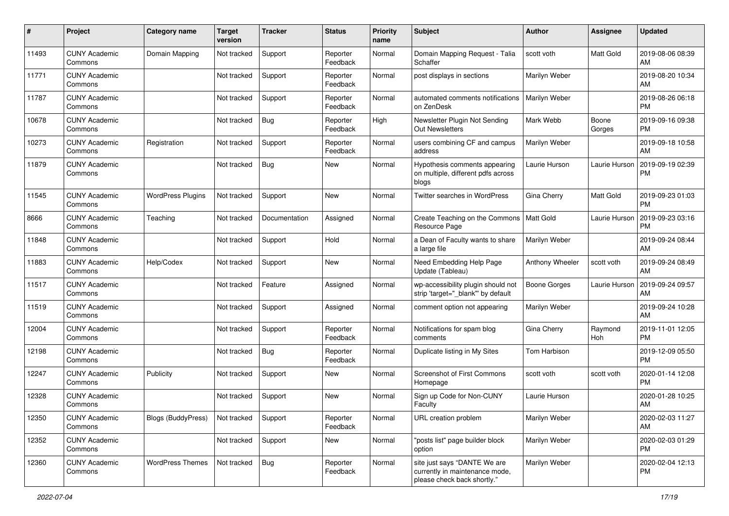| # | Project | Category name | Target version | Tracker | Status | Priority name | Subject | Author | Assignee | Updated |
|---|---|---|---|---|---|---|---|---|---|---|
| 11493 | CUNY Academic Commons | Domain Mapping | Not tracked | Support | Reporter Feedback | Normal | Domain Mapping Request - Talia Schaffer | scott voth | Matt Gold | 2019-08-06 08:39 AM |
| 11771 | CUNY Academic Commons | | Not tracked | Support | Reporter Feedback | Normal | post displays in sections | Marilyn Weber | | 2019-08-20 10:34 AM |
| 11787 | CUNY Academic Commons | | Not tracked | Support | Reporter Feedback | Normal | automated comments notifications on ZenDesk | Marilyn Weber | | 2019-08-26 06:18 PM |
| 10678 | CUNY Academic Commons | | Not tracked | Bug | Reporter Feedback | High | Newsletter Plugin Not Sending Out Newsletters | Mark Webb | Boone Gorges | 2019-09-16 09:38 PM |
| 10273 | CUNY Academic Commons | Registration | Not tracked | Support | Reporter Feedback | Normal | users combining CF and campus address | Marilyn Weber | | 2019-09-18 10:58 AM |
| 11879 | CUNY Academic Commons | | Not tracked | Bug | New | Normal | Hypothesis comments appearing on multiple, different pdfs across blogs | Laurie Hurson | Laurie Hurson | 2019-09-19 02:39 PM |
| 11545 | CUNY Academic Commons | WordPress Plugins | Not tracked | Support | New | Normal | Twitter searches in WordPress | Gina Cherry | Matt Gold | 2019-09-23 01:03 PM |
| 8666 | CUNY Academic Commons | Teaching | Not tracked | Documentation | Assigned | Normal | Create Teaching on the Commons Resource Page | Matt Gold | Laurie Hurson | 2019-09-23 03:16 PM |
| 11848 | CUNY Academic Commons | | Not tracked | Support | Hold | Normal | a Dean of Faculty wants to share a large file | Marilyn Weber | | 2019-09-24 08:44 AM |
| 11883 | CUNY Academic Commons | Help/Codex | Not tracked | Support | New | Normal | Need Embedding Help Page Update (Tableau) | Anthony Wheeler | scott voth | 2019-09-24 08:49 AM |
| 11517 | CUNY Academic Commons | | Not tracked | Feature | Assigned | Normal | wp-accessibility plugin should not strip 'target="_blank"' by default | Boone Gorges | Laurie Hurson | 2019-09-24 09:57 AM |
| 11519 | CUNY Academic Commons | | Not tracked | Support | Assigned | Normal | comment option not appearing | Marilyn Weber | | 2019-09-24 10:28 AM |
| 12004 | CUNY Academic Commons | | Not tracked | Support | Reporter Feedback | Normal | Notifications for spam blog comments | Gina Cherry | Raymond Hoh | 2019-11-01 12:05 PM |
| 12198 | CUNY Academic Commons | | Not tracked | Bug | Reporter Feedback | Normal | Duplicate listing in My Sites | Tom Harbison | | 2019-12-09 05:50 PM |
| 12247 | CUNY Academic Commons | Publicity | Not tracked | Support | New | Normal | Screenshot of First Commons Homepage | scott voth | scott voth | 2020-01-14 12:08 PM |
| 12328 | CUNY Academic Commons | | Not tracked | Support | New | Normal | Sign up Code for Non-CUNY Faculty | Laurie Hurson | | 2020-01-28 10:25 AM |
| 12350 | CUNY Academic Commons | Blogs (BuddyPress) | Not tracked | Support | Reporter Feedback | Normal | URL creation problem | Marilyn Weber | | 2020-02-03 11:27 AM |
| 12352 | CUNY Academic Commons | | Not tracked | Support | New | Normal | "posts list" page builder block option | Marilyn Weber | | 2020-02-03 01:29 PM |
| 12360 | CUNY Academic Commons | WordPress Themes | Not tracked | Bug | Reporter Feedback | Normal | site just says "DANTE We are currently in maintenance mode, please check back shortly." | Marilyn Weber | | 2020-02-04 12:13 PM |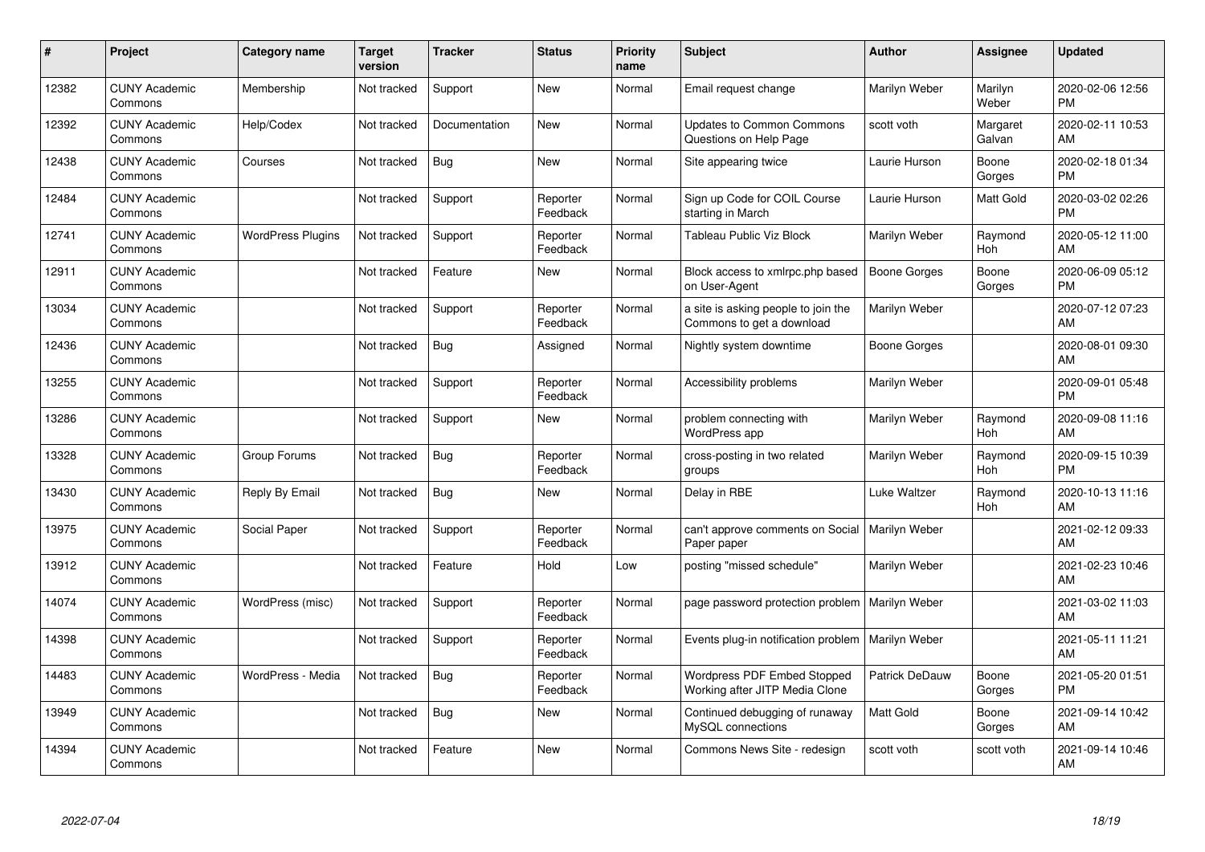| # | Project | Category name | Target version | Tracker | Status | Priority name | Subject | Author | Assignee | Updated |
|---|---|---|---|---|---|---|---|---|---|---|
| 12382 | CUNY Academic Commons | Membership | Not tracked | Support | New | Normal | Email request change | Marilyn Weber | Marilyn Weber | 2020-02-06 12:56 PM |
| 12392 | CUNY Academic Commons | Help/Codex | Not tracked | Documentation | New | Normal | Updates to Common Commons Questions on Help Page | scott voth | Margaret Galvan | 2020-02-11 10:53 AM |
| 12438 | CUNY Academic Commons | Courses | Not tracked | Bug | New | Normal | Site appearing twice | Laurie Hurson | Boone Gorges | 2020-02-18 01:34 PM |
| 12484 | CUNY Academic Commons | | Not tracked | Support | Reporter Feedback | Normal | Sign up Code for COIL Course starting in March | Laurie Hurson | Matt Gold | 2020-03-02 02:26 PM |
| 12741 | CUNY Academic Commons | WordPress Plugins | Not tracked | Support | Reporter Feedback | Normal | Tableau Public Viz Block | Marilyn Weber | Raymond Hoh | 2020-05-12 11:00 AM |
| 12911 | CUNY Academic Commons | | Not tracked | Feature | New | Normal | Block access to xmlrpc.php based on User-Agent | Boone Gorges | Boone Gorges | 2020-06-09 05:12 PM |
| 13034 | CUNY Academic Commons | | Not tracked | Support | Reporter Feedback | Normal | a site is asking people to join the Commons to get a download | Marilyn Weber | | 2020-07-12 07:23 AM |
| 12436 | CUNY Academic Commons | | Not tracked | Bug | Assigned | Normal | Nightly system downtime | Boone Gorges | | 2020-08-01 09:30 AM |
| 13255 | CUNY Academic Commons | | Not tracked | Support | Reporter Feedback | Normal | Accessibility problems | Marilyn Weber | | 2020-09-01 05:48 PM |
| 13286 | CUNY Academic Commons | | Not tracked | Support | New | Normal | problem connecting with WordPress app | Marilyn Weber | Raymond Hoh | 2020-09-08 11:16 AM |
| 13328 | CUNY Academic Commons | Group Forums | Not tracked | Bug | Reporter Feedback | Normal | cross-posting in two related groups | Marilyn Weber | Raymond Hoh | 2020-09-15 10:39 PM |
| 13430 | CUNY Academic Commons | Reply By Email | Not tracked | Bug | New | Normal | Delay in RBE | Luke Waltzer | Raymond Hoh | 2020-10-13 11:16 AM |
| 13975 | CUNY Academic Commons | Social Paper | Not tracked | Support | Reporter Feedback | Normal | can't approve comments on Social Paper paper | Marilyn Weber | | 2021-02-12 09:33 AM |
| 13912 | CUNY Academic Commons | | Not tracked | Feature | Hold | Low | posting "missed schedule" | Marilyn Weber | | 2021-02-23 10:46 AM |
| 14074 | CUNY Academic Commons | WordPress (misc) | Not tracked | Support | Reporter Feedback | Normal | page password protection problem | Marilyn Weber | | 2021-03-02 11:03 AM |
| 14398 | CUNY Academic Commons | | Not tracked | Support | Reporter Feedback | Normal | Events plug-in notification problem | Marilyn Weber | | 2021-05-11 11:21 AM |
| 14483 | CUNY Academic Commons | WordPress - Media | Not tracked | Bug | Reporter Feedback | Normal | Wordpress PDF Embed Stopped Working after JITP Media Clone | Patrick DeDauw | Boone Gorges | 2021-05-20 01:51 PM |
| 13949 | CUNY Academic Commons | | Not tracked | Bug | New | Normal | Continued debugging of runaway MySQL connections | Matt Gold | Boone Gorges | 2021-09-14 10:42 AM |
| 14394 | CUNY Academic Commons | | Not tracked | Feature | New | Normal | Commons News Site - redesign | scott voth | scott voth | 2021-09-14 10:46 AM |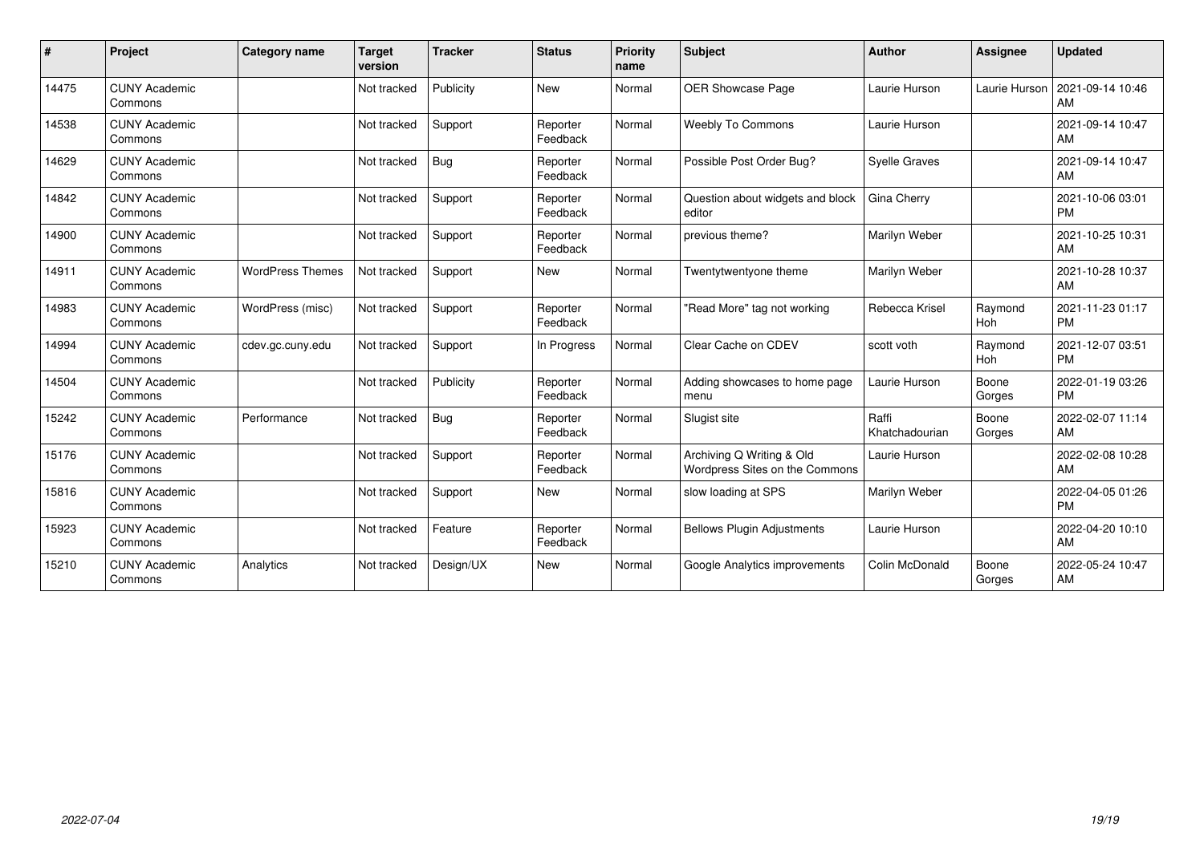| # | Project | Category name | Target version | Tracker | Status | Priority name | Subject | Author | Assignee | Updated |
|---|---|---|---|---|---|---|---|---|---|---|
| 14475 | CUNY Academic Commons | | Not tracked | Publicity | New | Normal | OER Showcase Page | Laurie Hurson | Laurie Hurson | 2021-09-14 10:46 AM |
| 14538 | CUNY Academic Commons | | Not tracked | Support | Reporter Feedback | Normal | Weebly To Commons | Laurie Hurson | | 2021-09-14 10:47 AM |
| 14629 | CUNY Academic Commons | | Not tracked | Bug | Reporter Feedback | Normal | Possible Post Order Bug? | Syelle Graves | | 2021-09-14 10:47 AM |
| 14842 | CUNY Academic Commons | | Not tracked | Support | Reporter Feedback | Normal | Question about widgets and block editor | Gina Cherry | | 2021-10-06 03:01 PM |
| 14900 | CUNY Academic Commons | | Not tracked | Support | Reporter Feedback | Normal | previous theme? | Marilyn Weber | | 2021-10-25 10:31 AM |
| 14911 | CUNY Academic Commons | WordPress Themes | Not tracked | Support | New | Normal | Twentytwentyone theme | Marilyn Weber | | 2021-10-28 10:37 AM |
| 14983 | CUNY Academic Commons | WordPress (misc) | Not tracked | Support | Reporter Feedback | Normal | "Read More" tag not working | Rebecca Krisel | Raymond Hoh | 2021-11-23 01:17 PM |
| 14994 | CUNY Academic Commons | cdev.gc.cuny.edu | Not tracked | Support | In Progress | Normal | Clear Cache on CDEV | scott voth | Raymond Hoh | 2021-12-07 03:51 PM |
| 14504 | CUNY Academic Commons | | Not tracked | Publicity | Reporter Feedback | Normal | Adding showcases to home page menu | Laurie Hurson | Boone Gorges | 2022-01-19 03:26 PM |
| 15242 | CUNY Academic Commons | Performance | Not tracked | Bug | Reporter Feedback | Normal | Slugist site | Raffi Khatchadourian | Boone Gorges | 2022-02-07 11:14 AM |
| 15176 | CUNY Academic Commons | | Not tracked | Support | Reporter Feedback | Normal | Archiving Q Writing & Old Wordpress Sites on the Commons | Laurie Hurson | | 2022-02-08 10:28 AM |
| 15816 | CUNY Academic Commons | | Not tracked | Support | New | Normal | slow loading at SPS | Marilyn Weber | | 2022-04-05 01:26 PM |
| 15923 | CUNY Academic Commons | | Not tracked | Feature | Reporter Feedback | Normal | Bellows Plugin Adjustments | Laurie Hurson | | 2022-04-20 10:10 AM |
| 15210 | CUNY Academic Commons | Analytics | Not tracked | Design/UX | New | Normal | Google Analytics improvements | Colin McDonald | Boone Gorges | 2022-05-24 10:47 AM |